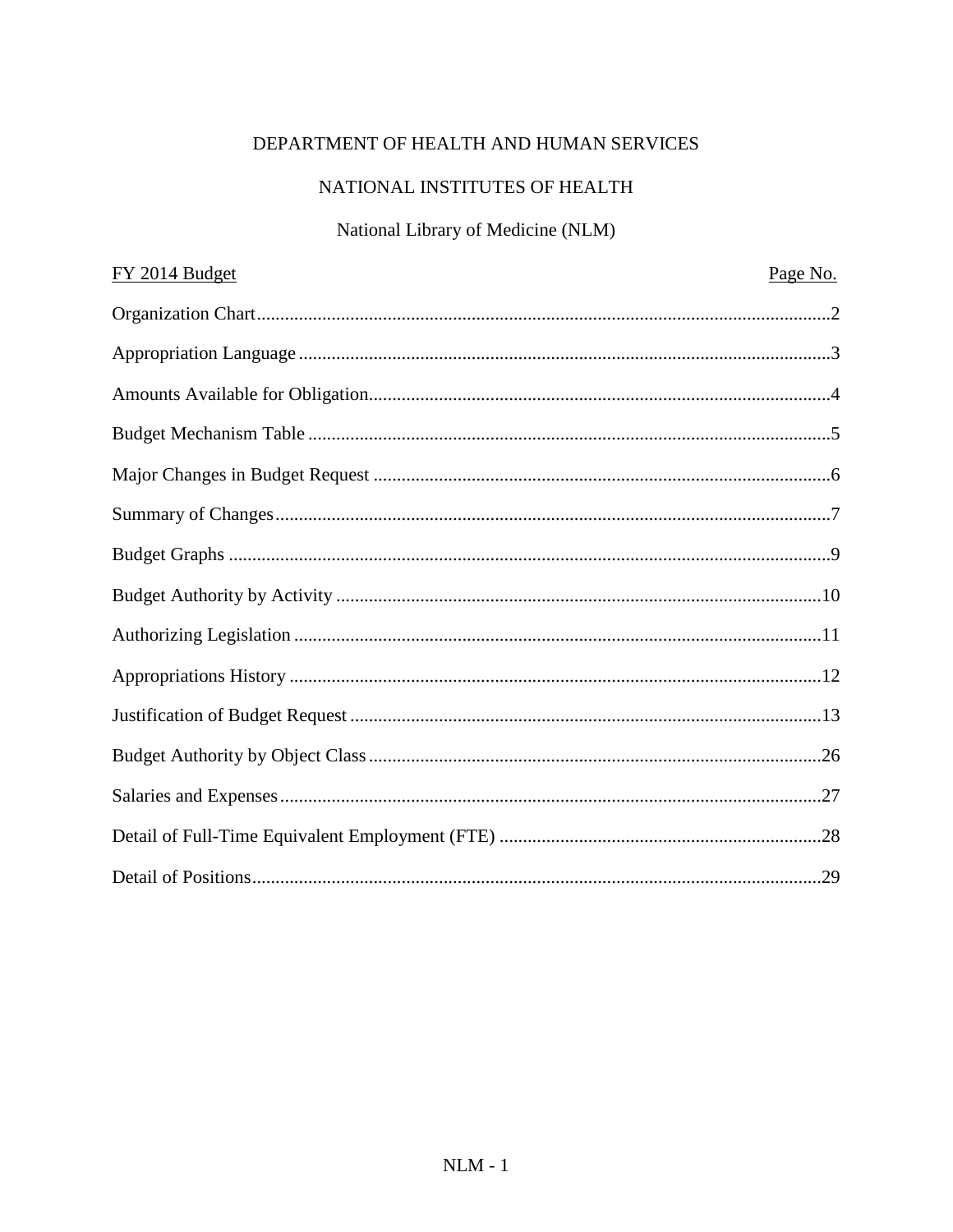DEPARTMENT OF HEALTH AND HUMAN SERVICES

NATIONAL INSTITUTES OF HEALTH

National Library of Medicine (NLM)

| FY 2014 Budget | Page No. |
|---|---|
| Organization Chart | 2 |
| Appropriation Language | 3 |
| Amounts Available for Obligation | 4 |
| Budget Mechanism Table | 5 |
| Major Changes in Budget Request | 6 |
| Summary of Changes | 7 |
| Budget Graphs | 9 |
| Budget Authority by Activity | 10 |
| Authorizing Legislation | 11 |
| Appropriations History | 12 |
| Justification of Budget Request | 13 |
| Budget Authority by Object Class | 26 |
| Salaries and Expenses | 27 |
| Detail of Full-Time Equivalent Employment (FTE) | 28 |
| Detail of Positions | 29 |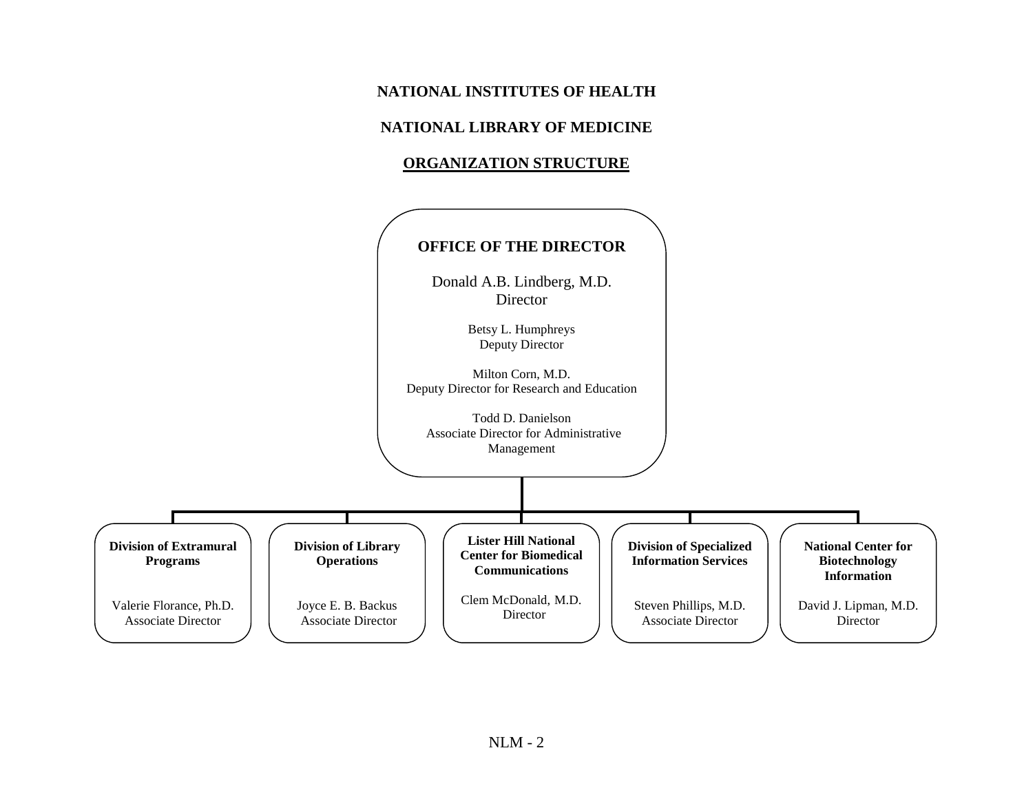# NATIONAL INSTITUTES OF HEALTH

## NATIONAL LIBRARY OF MEDICINE

## ORGANIZATION STRUCTURE

### OFFICE OF THE DIRECTOR

Donald A.B. Lindberg, M.D.
Director

Betsy L. Humphreys
Deputy Director

Milton Corn, M.D.
Deputy Director for Research and Education

Todd D. Danielson
Associate Director for Administrative Management

---

**Division of Extramural Programs**

Valerie Florance, Ph.D.
Associate Director

**Division of Library Operations**

Joyce E. B. Backus
Associate Director

**Lister Hill National Center for Biomedical Communications**

Clem McDonald, M.D.
Director

**Division of Specialized Information Services**

Steven Phillips, M.D.
Associate Director

**National Center for Biotechnology Information**

David J. Lipman, M.D.
Director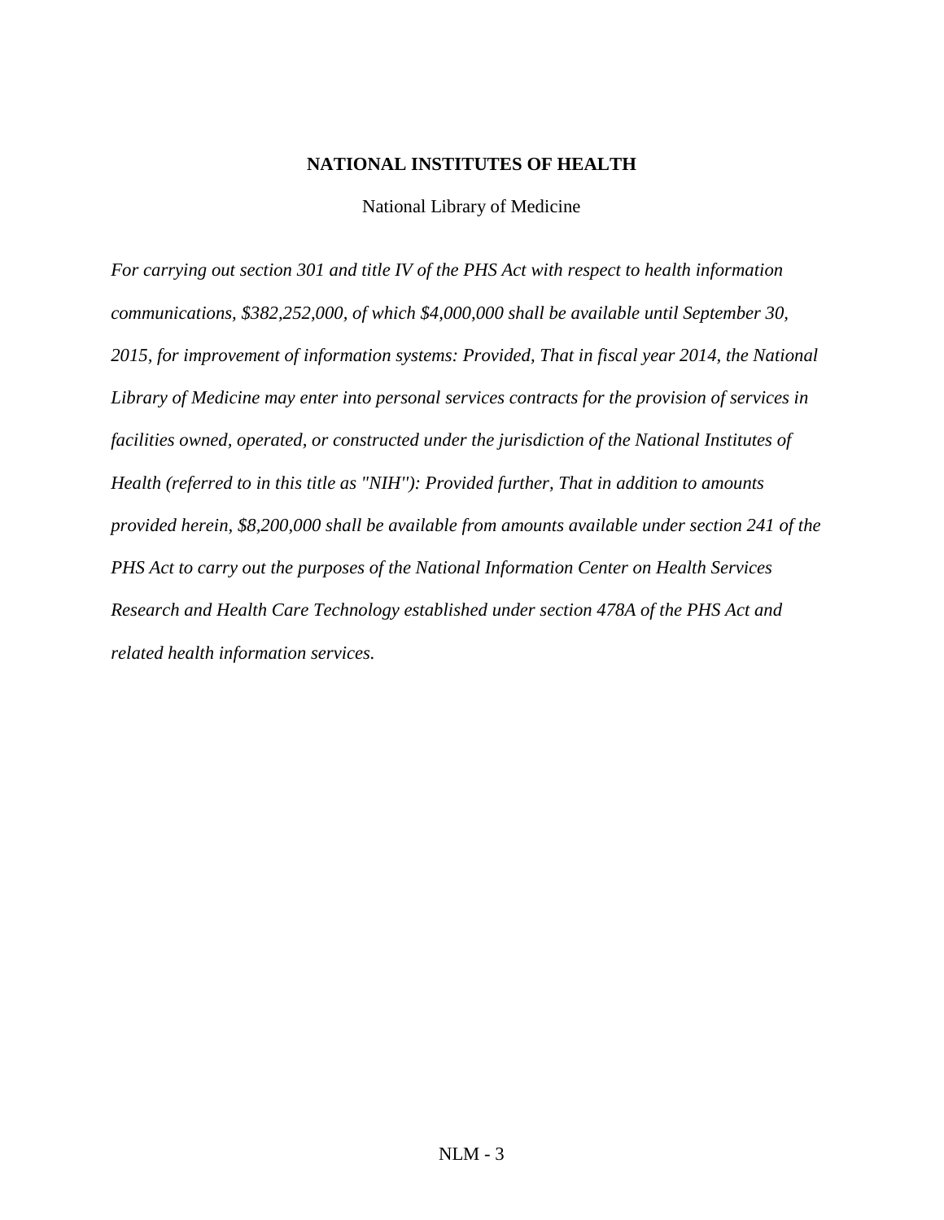**NATIONAL INSTITUTES OF HEALTH**

National Library of Medicine

*For carrying out section 301 and title IV of the PHS Act with respect to health information communications, $382,252,000, of which $4,000,000 shall be available until September 30, 2015, for improvement of information systems: Provided, That in fiscal year 2014, the National Library of Medicine may enter into personal services contracts for the provision of services in facilities owned, operated, or constructed under the jurisdiction of the National Institutes of Health (referred to in this title as "NIH"): Provided further, That in addition to amounts provided herein, $8,200,000 shall be available from amounts available under section 241 of the PHS Act to carry out the purposes of the National Information Center on Health Services Research and Health Care Technology established under section 478A of the PHS Act and related health information services.*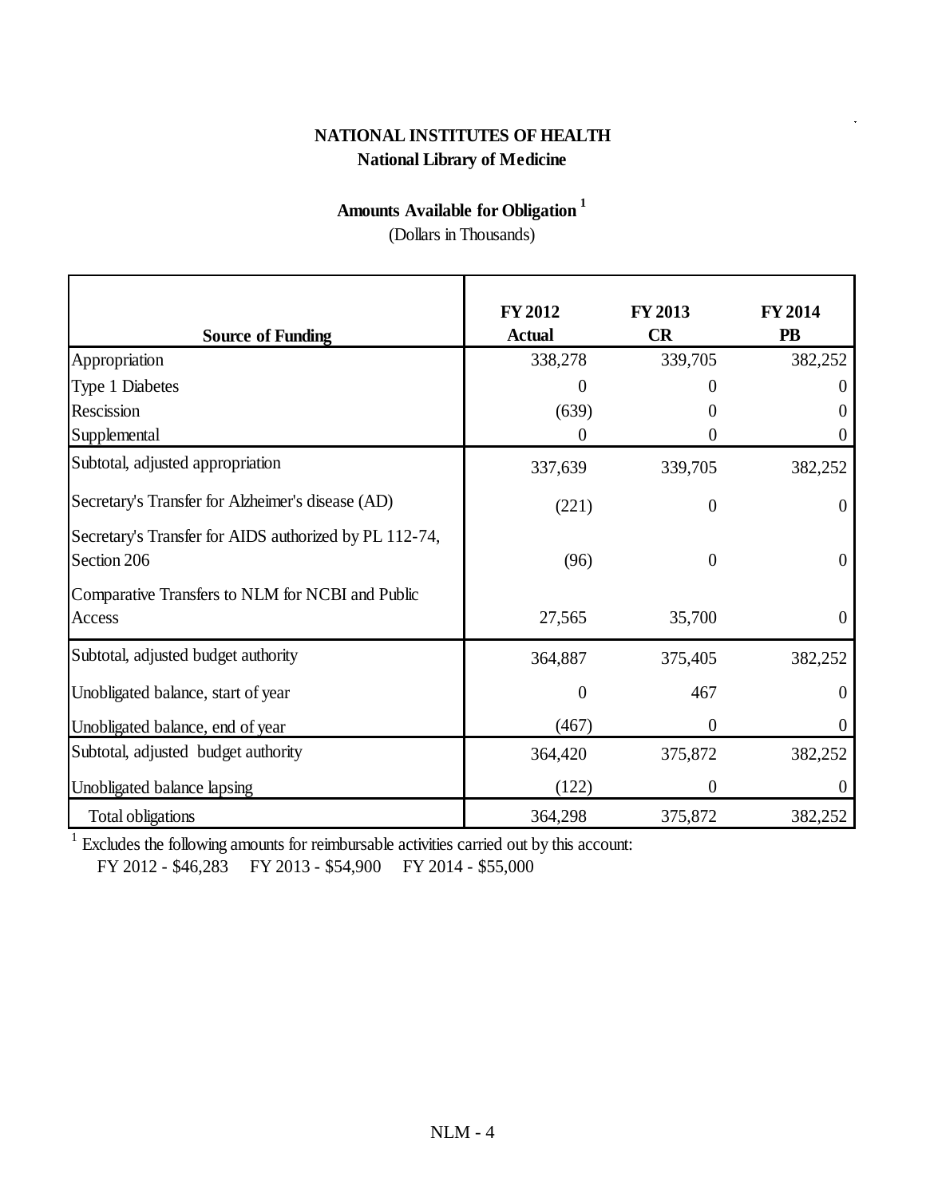# NATIONAL INSTITUTES OF HEALTH

## National Library of Medicine

### Amounts Available for Obligation [1]

(Dollars in Thousands)

| Source of Funding | FY 2012 Actual | FY 2013 CR | FY 2014 PB |
|---|---|---|---|
| Appropriation | 338,278 | 339,705 | 382,252 |
| Type 1 Diabetes | 0 | 0 | 0 |
| Rescission | (639) | 0 | 0 |
| Supplemental | 0 | 0 | 0 |
| Subtotal, adjusted appropriation | 337,639 | 339,705 | 382,252 |
| Secretary's Transfer for Alzheimer's disease (AD) | (221) | 0 | 0 |
| Secretary's Transfer for AIDS authorized by PL 112-74, Section 206 | (96) | 0 | 0 |
| Comparative Transfers to NLM for NCBI and Public Access | 27,565 | 35,700 | 0 |
| Subtotal, adjusted budget authority | 364,887 | 375,405 | 382,252 |
| Unobligated balance, start of year | 0 | 467 | 0 |
| Unobligated balance, end of year | (467) | 0 | 0 |
| Subtotal, adjusted budget authority | 364,420 | 375,872 | 382,252 |
| Unobligated balance lapsing | (122) | 0 | 0 |
| Total obligations | 364,298 | 375,872 | 382,252 |

[1] Excludes the following amounts for reimbursable activities carried out by this account:
FY 2012 - $46,283     FY 2013 - $54,900     FY 2014 - $55,000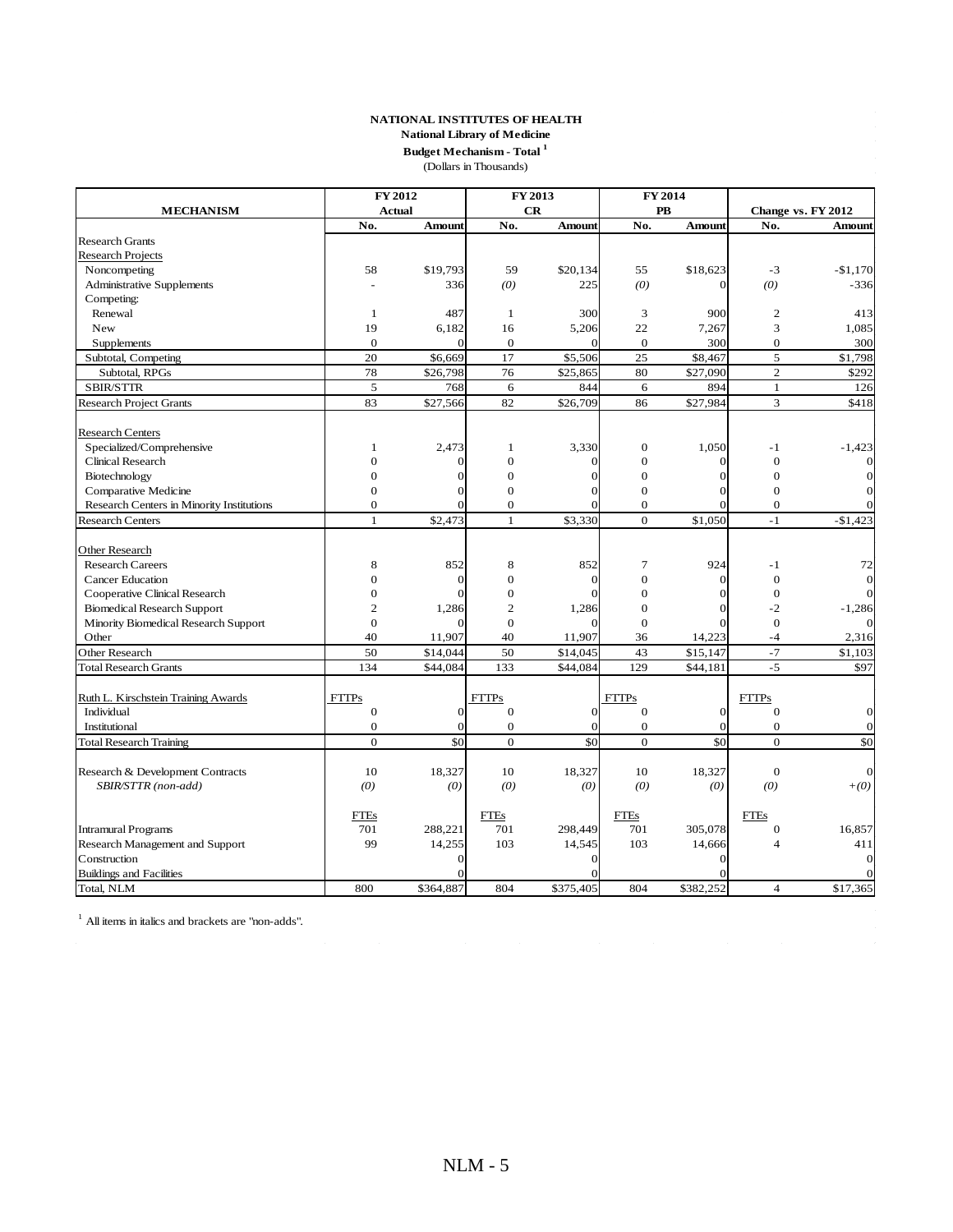**NATIONAL INSTITUTES OF HEALTH**
**National Library of Medicine**
**Budget Mechanism - Total [1]**
(Dollars in Thousands)

| MECHANISM | FY 2012 Actual | | FY 2013 CR | | FY 2014 PB | | Change vs. FY 2012 | |
|---|---|---|---|---|---|---|---|---|
| | No. | Amount | No. | Amount | No. | Amount | No. | Amount |
| Research Grants | | | | | | | | |
| Research Projects | | | | | | | | |
| Noncompeting | 58 | $19,793 | 59 | $20,134 | 55 | $18,623 | -3 | -$1,170 |
| Administrative Supplements | - | 336 | *(0)* | 225 | *(0)* | 0 | *(0)* | -336 |
| Competing: | | | | | | | | |
| Renewal | 1 | 487 | 1 | 300 | 3 | 900 | 2 | 413 |
| New | 19 | 6,182 | 16 | 5,206 | 22 | 7,267 | 3 | 1,085 |
| Supplements | 0 | 0 | 0 | 0 | 0 | 300 | 0 | 300 |
| Subtotal, Competing | 20 | $6,669 | 17 | $5,506 | 25 | $8,467 | 5 | $1,798 |
| Subtotal, RPGs | 78 | $26,798 | 76 | $25,865 | 80 | $27,090 | 2 | $292 |
| SBIR/STTR | 5 | 768 | 6 | 844 | 6 | 894 | 1 | 126 |
| Research Project Grants | 83 | $27,566 | 82 | $26,709 | 86 | $27,984 | 3 | $418 |
| | | | | | | | | |
| Research Centers | | | | | | | | |
| Specialized/Comprehensive | 1 | 2,473 | 1 | 3,330 | 0 | 1,050 | -1 | -1,423 |
| Clinical Research | 0 | 0 | 0 | 0 | 0 | 0 | 0 | 0 |
| Biotechnology | 0 | 0 | 0 | 0 | 0 | 0 | 0 | 0 |
| Comparative Medicine | 0 | 0 | 0 | 0 | 0 | 0 | 0 | 0 |
| Research Centers in Minority Institutions | 0 | 0 | 0 | 0 | 0 | 0 | 0 | 0 |
| Research Centers | 1 | $2,473 | 1 | $3,330 | 0 | $1,050 | -1 | -$1,423 |
| | | | | | | | | |
| Other Research | | | | | | | | |
| Research Careers | 8 | 852 | 8 | 852 | 7 | 924 | -1 | 72 |
| Cancer Education | 0 | 0 | 0 | 0 | 0 | 0 | 0 | 0 |
| Cooperative Clinical Research | 0 | 0 | 0 | 0 | 0 | 0 | 0 | 0 |
| Biomedical Research Support | 2 | 1,286 | 2 | 1,286 | 0 | 0 | -2 | -1,286 |
| Minority Biomedical Research Support | 0 | 0 | 0 | 0 | 0 | 0 | 0 | 0 |
| Other | 40 | 11,907 | 40 | 11,907 | 36 | 14,223 | -4 | 2,316 |
| Other Research | 50 | $14,044 | 50 | $14,045 | 43 | $15,147 | -7 | $1,103 |
| Total Research Grants | 134 | $44,084 | 133 | $44,084 | 129 | $44,181 | -5 | $97 |
| | | | | | | | | |
| Ruth L. Kirschstein Training Awards | FTTPs | | FTTPs | | FTTPs | | FTTPs | |
| Individual | 0 | 0 | 0 | 0 | 0 | 0 | 0 | 0 |
| Institutional | 0 | 0 | 0 | 0 | 0 | 0 | 0 | 0 |
| Total Research Training | 0 | $0 | 0 | $0 | 0 | $0 | 0 | $0 |
| | | | | | | | | |
| Research & Development Contracts | 10 | 18,327 | 10 | 18,327 | 10 | 18,327 | 0 | 0 |
| *SBIR/STTR (non-add)* | *(0)* | *(0)* | *(0)* | *(0)* | *(0)* | *(0)* | *(0)* | *+(0)* |
| | | | | | | | | |
| | FTEs | | FTEs | | FTEs | | FTEs | |
| Intramural Programs | 701 | 288,221 | 701 | 298,449 | 701 | 305,078 | 0 | 16,857 |
| Research Management and Support | 99 | 14,255 | 103 | 14,545 | 103 | 14,666 | 4 | 411 |
| Construction | | 0 | | 0 | | 0 | | 0 |
| Buildings and Facilities | | 0 | | 0 | | 0 | | 0 |
| Total, NLM | 800 | $364,887 | 804 | $375,405 | 804 | $382,252 | 4 | $17,365 |

[1] All items in italics and brackets are "non-adds".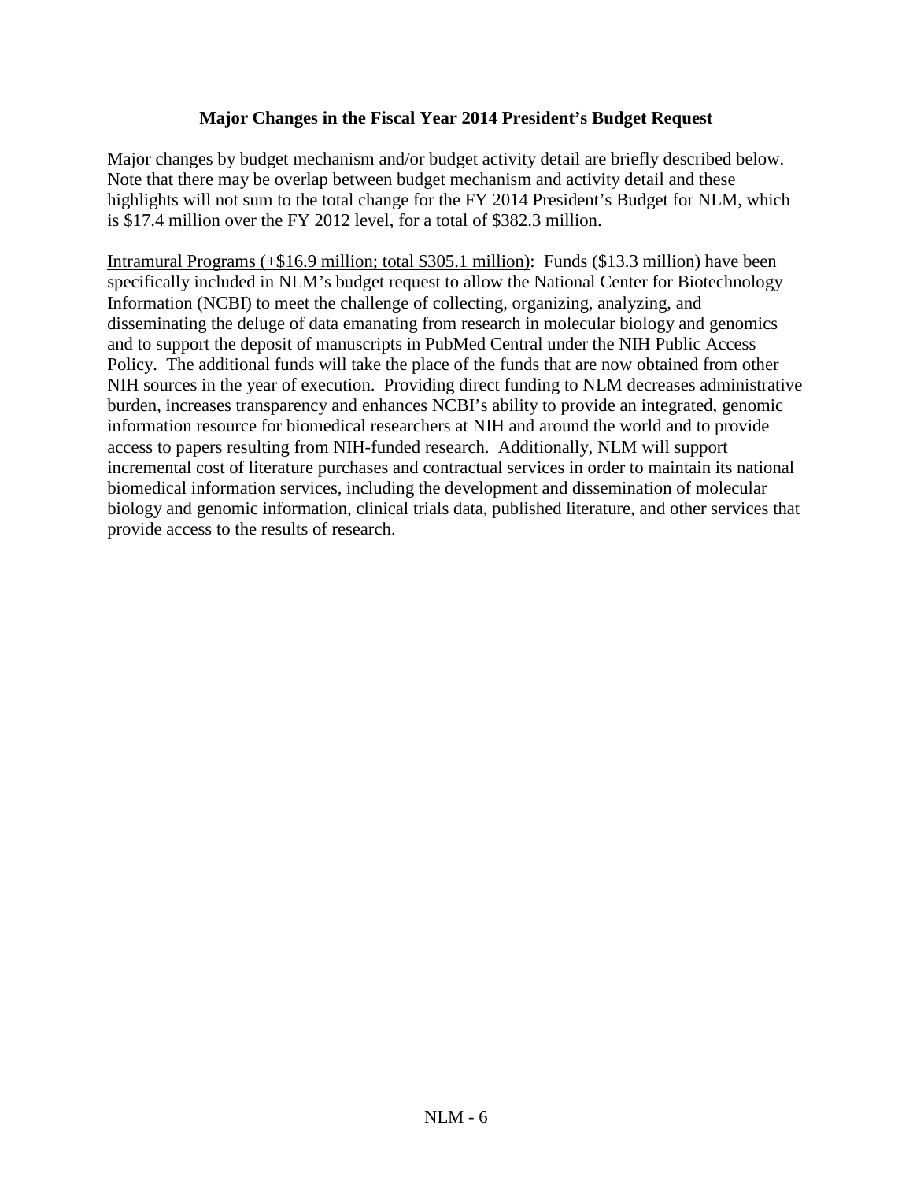## Major Changes in the Fiscal Year 2014 President's Budget Request

Major changes by budget mechanism and/or budget activity detail are briefly described below. Note that there may be overlap between budget mechanism and activity detail and these highlights will not sum to the total change for the FY 2014 President's Budget for NLM, which is $17.4 million over the FY 2012 level, for a total of $382.3 million.

<u>Intramural Programs (+$16.9 million; total $305.1 million)</u>: Funds ($13.3 million) have been specifically included in NLM's budget request to allow the National Center for Biotechnology Information (NCBI) to meet the challenge of collecting, organizing, analyzing, and disseminating the deluge of data emanating from research in molecular biology and genomics and to support the deposit of manuscripts in PubMed Central under the NIH Public Access Policy. The additional funds will take the place of the funds that are now obtained from other NIH sources in the year of execution. Providing direct funding to NLM decreases administrative burden, increases transparency and enhances NCBI's ability to provide an integrated, genomic information resource for biomedical researchers at NIH and around the world and to provide access to papers resulting from NIH-funded research. Additionally, NLM will support incremental cost of literature purchases and contractual services in order to maintain its national biomedical information services, including the development and dissemination of molecular biology and genomic information, clinical trials data, published literature, and other services that provide access to the results of research.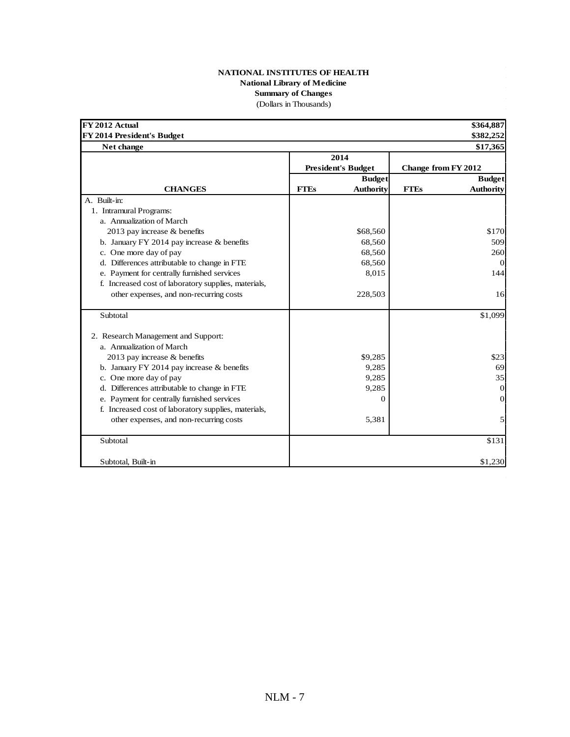**NATIONAL INSTITUTES OF HEALTH**
**National Library of Medicine**
**Summary of Changes**
(Dollars in Thousands)

| | | | | |
|---|---|---|---|---|
| **FY 2012 Actual** | | | | **\$364,887** |
| **FY 2014 President's Budget** | | | | **\$382,252** |
| **Net change** | | | | **\$17,365** |
| | **2014 President's Budget** | | **Change from FY 2012** | |
| **CHANGES** | **FTEs** | **Budget Authority** | **FTEs** | **Budget Authority** |
| A. Built-in: | | | | |
| 1. Intramural Programs: | | | | |
| a. Annualization of March 2013 pay increase & benefits | | \$68,560 | | \$170 |
| b. January FY 2014 pay increase & benefits | | 68,560 | | 509 |
| c. One more day of pay | | 68,560 | | 260 |
| d. Differences attributable to change in FTE | | 68,560 | | 0 |
| e. Payment for centrally furnished services | | 8,015 | | 144 |
| f. Increased cost of laboratory supplies, materials, other expenses, and non-recurring costs | | 228,503 | | 16 |
| Subtotal | | | | \$1,099 |
| 2. Research Management and Support: | | | | |
| a. Annualization of March 2013 pay increase & benefits | | \$9,285 | | \$23 |
| b. January FY 2014 pay increase & benefits | | 9,285 | | 69 |
| c. One more day of pay | | 9,285 | | 35 |
| d. Differences attributable to change in FTE | | 9,285 | | 0 |
| e. Payment for centrally furnished services | | 0 | | 0 |
| f. Increased cost of laboratory supplies, materials, other expenses, and non-recurring costs | | 5,381 | | 5 |
| Subtotal | | | | \$131 |
| Subtotal, Built-in | | | | \$1,230 |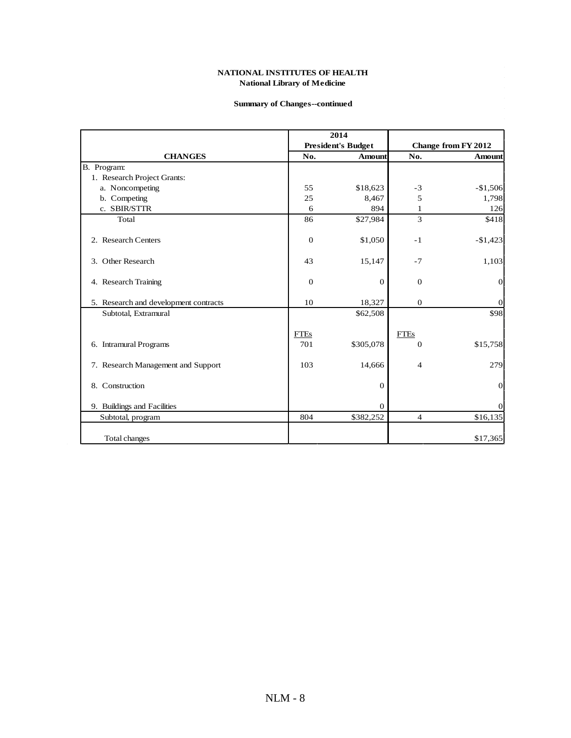**NATIONAL INSTITUTES OF HEALTH**
**National Library of Medicine**

**Summary of Changes--continued**

| CHANGES | 2014 President's Budget | | Change from FY 2012 | |
|---|---|---|---|---|
| | No. | Amount | No. | Amount |
| B. Program: | | | | |
| 1. Research Project Grants: | | | | |
| a. Noncompeting | 55 | $18,623 | -3 | -$1,506 |
| b. Competing | 25 | 8,467 | 5 | 1,798 |
| c. SBIR/STTR | 6 | 894 | 1 | 126 |
| Total | 86 | $27,984 | 3 | $418 |
| 2. Research Centers | 0 | $1,050 | -1 | -$1,423 |
| 3. Other Research | 43 | 15,147 | -7 | 1,103 |
| 4. Research Training | 0 | 0 | 0 | 0 |
| 5. Research and development contracts | 10 | 18,327 | 0 | 0 |
| Subtotal, Extramural | | $62,508 | | $98 |
| | FTEs | | FTEs | |
| 6. Intramural Programs | 701 | $305,078 | 0 | $15,758 |
| 7. Research Management and Support | 103 | 14,666 | 4 | 279 |
| 8. Construction | | 0 | | 0 |
| 9. Buildings and Facilities | | 0 | | 0 |
| Subtotal, program | 804 | $382,252 | 4 | $16,135 |
| Total changes | | | | $17,365 |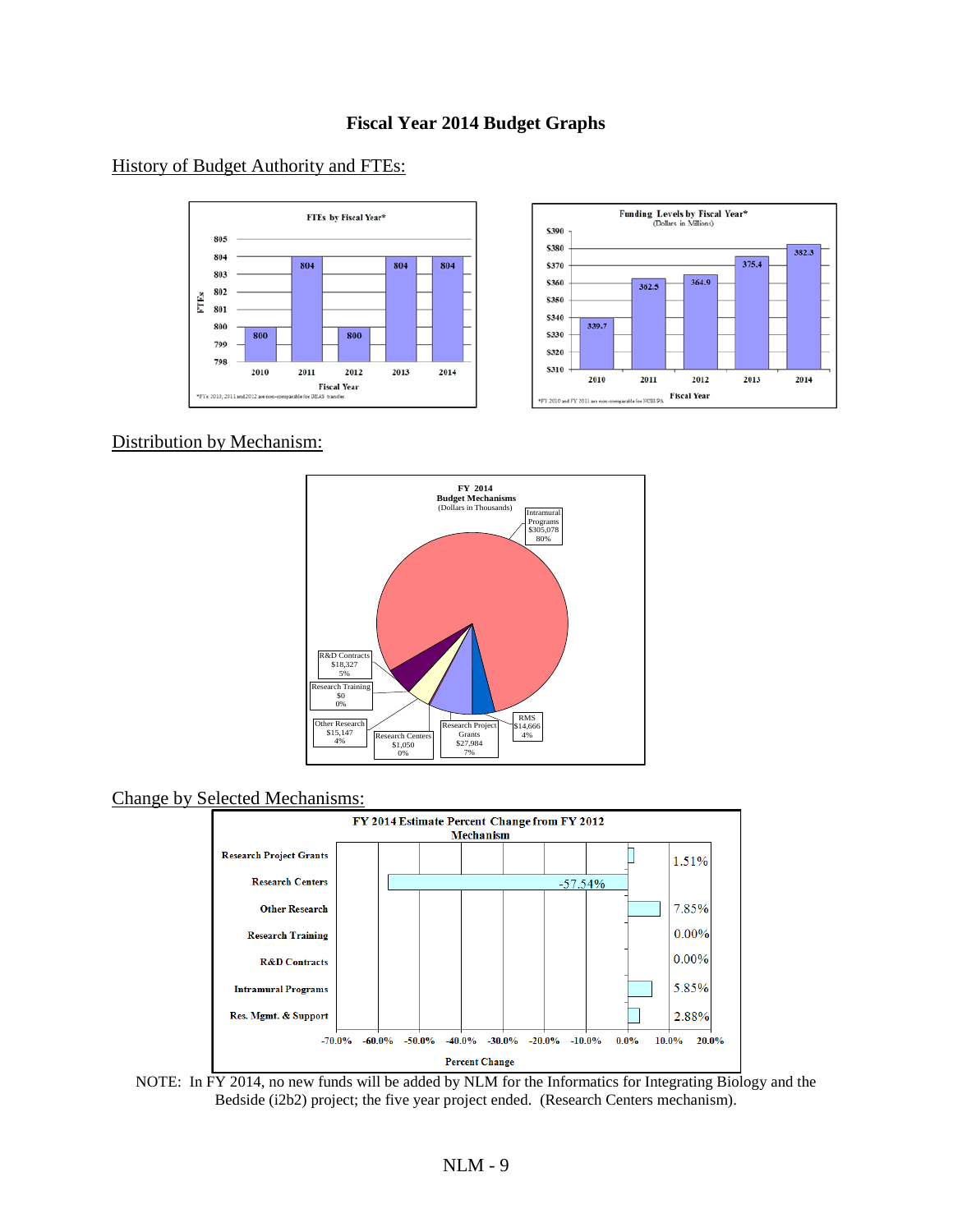# Fiscal Year 2014 Budget Graphs

## History of Budget Authority and FTEs:

**FTEs by Fiscal Year***

| Fiscal Year | FTEs |
|---|---|
| 2010 | 800 |
| 2011 | 804 |
| 2012 | 800 |
| 2013 | 804 |
| 2014 | 804 |

*FTEs 2010, 2011 and 2012 are non-comparable for DEAS transfer.

**Funding Levels by Fiscal Year***
(Dollars in Millions)

| Fiscal Year | Funding |
|---|---|
| 2010 | 339.7 |
| 2011 | 362.5 |
| 2012 | 364.9 |
| 2013 | 375.4 |
| 2014 | 382.3 |

*FY 2010 and FY 2011 are non-comparable for NCHHPA

## Distribution by Mechanism:

**FY 2014 Budget Mechanisms**
(Dollars in Thousands)

| Mechanism | Amount | Percent |
|---|---|---|
| Intramural Programs | $305,078 | 80% |
| R&D Contracts | $18,327 | 5% |
| Research Training | $0 | 0% |
| Other Research | $15,147 | 4% |
| Research Centers | $1,050 | 0% |
| Research Project Grants | $27,984 | 7% |
| RMS | $14,666 | 4% |

## Change by Selected Mechanisms:

**FY 2014 Estimate Percent Change from FY 2012 Mechanism**

| Mechanism | Percent Change |
|---|---|
| Research Project Grants | 1.51% |
| Research Centers | -57.54% |
| Other Research | 7.85% |
| Research Training | 0.00% |
| R&D Contracts | 0.00% |
| Intramural Programs | 5.85% |
| Res. Mgmt. & Support | 2.88% |

NOTE: In FY 2014, no new funds will be added by NLM for the Informatics for Integrating Biology and the Bedside (i2b2) project; the five year project ended. (Research Centers mechanism).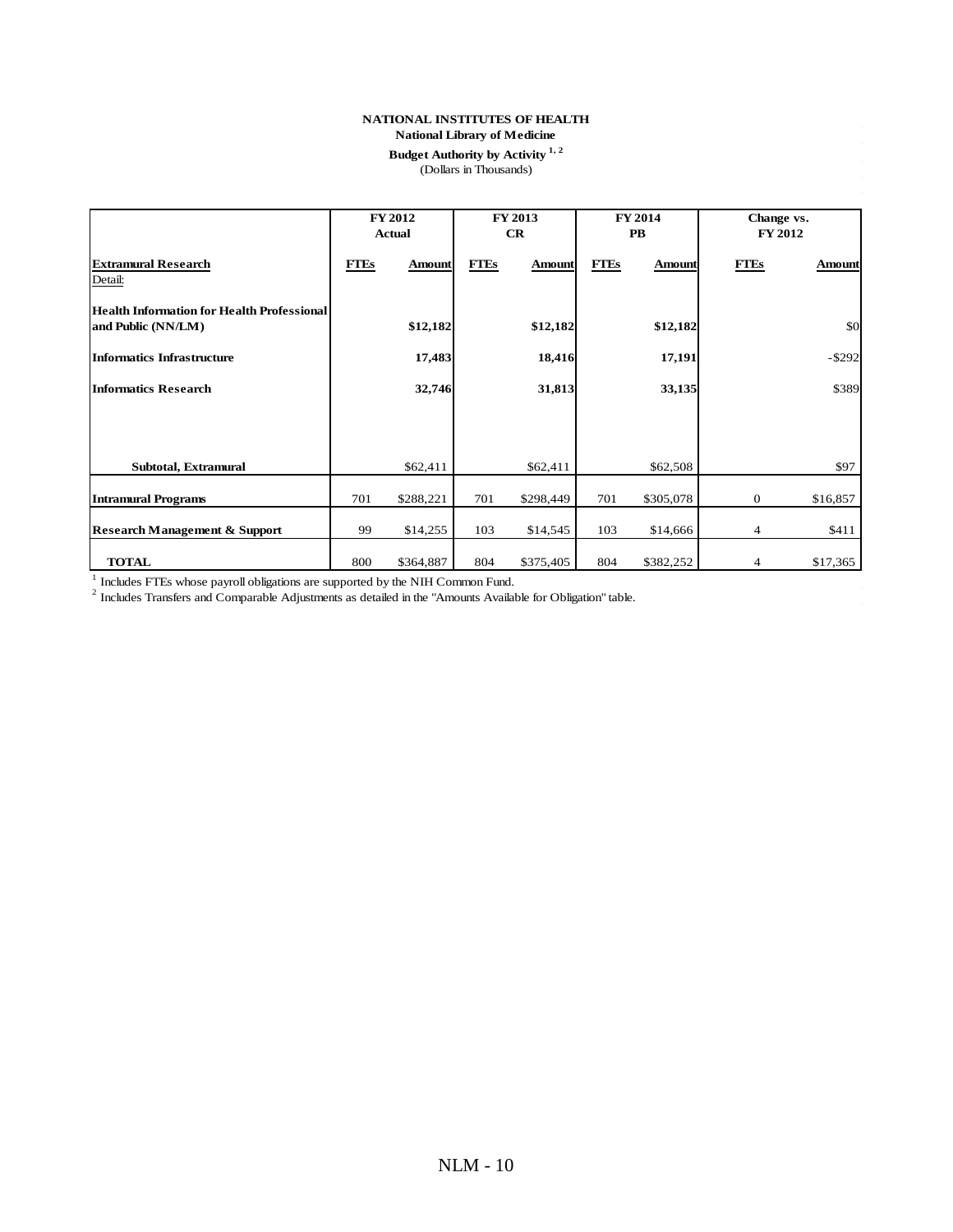**NATIONAL INSTITUTES OF HEALTH**
**National Library of Medicine**
**Budget Authority by Activity [1, 2]**
(Dollars in Thousands)

| | FY 2012 Actual | | FY 2013 CR | | FY 2014 PB | | Change vs. FY 2012 | |
|---|---|---|---|---|---|---|---|---|
| **Extramural Research** | **FTEs** | **Amount** | **FTEs** | **Amount** | **FTEs** | **Amount** | **FTEs** | **Amount** |
| Detail: | | | | | | | | |
| **Health Information for Health Professional and Public (NN/LM)** | | **$12,182** | | **$12,182** | | **$12,182** | | $0 |
| **Informatics Infrastructure** | | **17,483** | | **18,416** | | **17,191** | | -$292 |
| **Informatics Research** | | **32,746** | | **31,813** | | **33,135** | | $389 |
| **Subtotal, Extramural** | | $62,411 | | $62,411 | | $62,508 | | $97 |
| **Intramural Programs** | 701 | $288,221 | 701 | $298,449 | 701 | $305,078 | 0 | $16,857 |
| **Research Management & Support** | 99 | $14,255 | 103 | $14,545 | 103 | $14,666 | 4 | $411 |
| **TOTAL** | 800 | $364,887 | 804 | $375,405 | 804 | $382,252 | 4 | $17,365 |

[1] Includes FTEs whose payroll obligations are supported by the NIH Common Fund.
[2] Includes Transfers and Comparable Adjustments as detailed in the "Amounts Available for Obligation" table.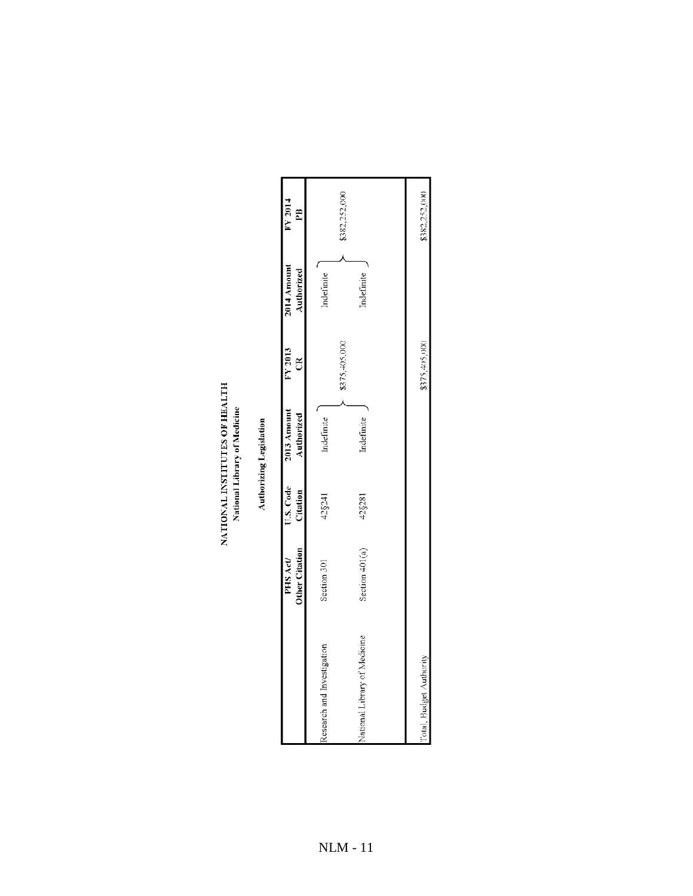# NATIONAL INSTITUTES OF HEALTH
## National Library of Medicine

### Authorizing Legislation

| | PHS Act/ Other Citation | U.S. Code Citation | 2013 Amount Authorized | FY 2013 CR | 2014 Amount Authorized | FY 2014 PB |
|---|---|---|---|---|---|---|
| Research and Investigation | Section 301 | 42§241 | Indefinite | | Indefinite | |
| | | | | $375,405,000 | | $382,252,000 |
| National Library of Medicine | Section 401(a) | 42§281 | Indefinite | | Indefinite | |
| | | | | | | |
| Total, Budget Authority | | | | $375,405,000 | | $382,252,000 |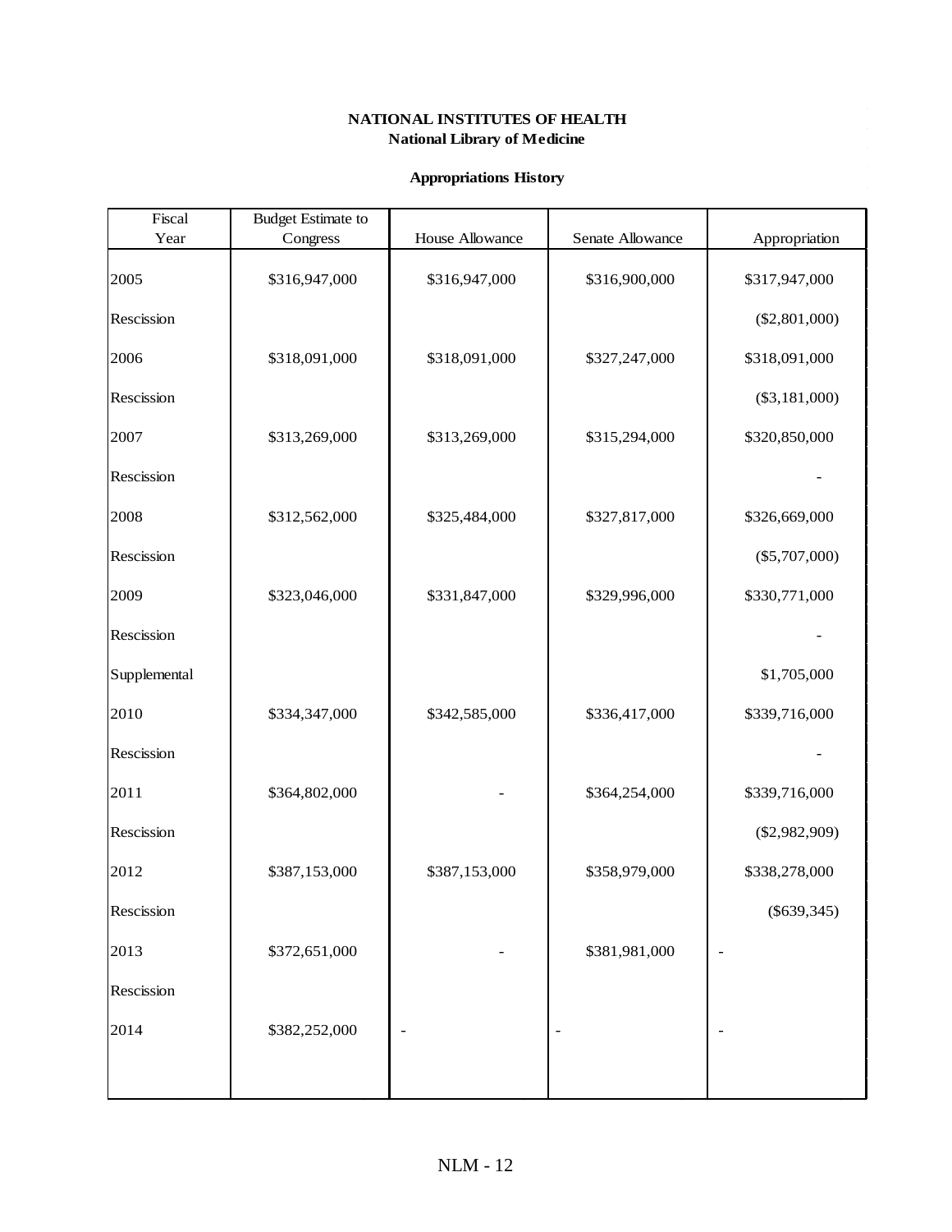**NATIONAL INSTITUTES OF HEALTH**
**National Library of Medicine**

**Appropriations History**

| Fiscal Year | Budget Estimate to Congress | House Allowance | Senate Allowance | Appropriation |
|---|---|---|---|---|
| 2005 | $316,947,000 | $316,947,000 | $316,900,000 | $317,947,000 |
| Rescission | | | | ($2,801,000) |
| 2006 | $318,091,000 | $318,091,000 | $327,247,000 | $318,091,000 |
| Rescission | | | | ($3,181,000) |
| 2007 | $313,269,000 | $313,269,000 | $315,294,000 | $320,850,000 |
| Rescission | | | | - |
| 2008 | $312,562,000 | $325,484,000 | $327,817,000 | $326,669,000 |
| Rescission | | | | ($5,707,000) |
| 2009 | $323,046,000 | $331,847,000 | $329,996,000 | $330,771,000 |
| Rescission | | | | - |
| Supplemental | | | | $1,705,000 |
| 2010 | $334,347,000 | $342,585,000 | $336,417,000 | $339,716,000 |
| Rescission | | | | - |
| 2011 | $364,802,000 | - | $364,254,000 | $339,716,000 |
| Rescission | | | | ($2,982,909) |
| 2012 | $387,153,000 | $387,153,000 | $358,979,000 | $338,278,000 |
| Rescission | | | | ($639,345) |
| 2013 | $372,651,000 | - | $381,981,000 | - |
| Rescission | | | | |
| 2014 | $382,252,000 | - | - | - |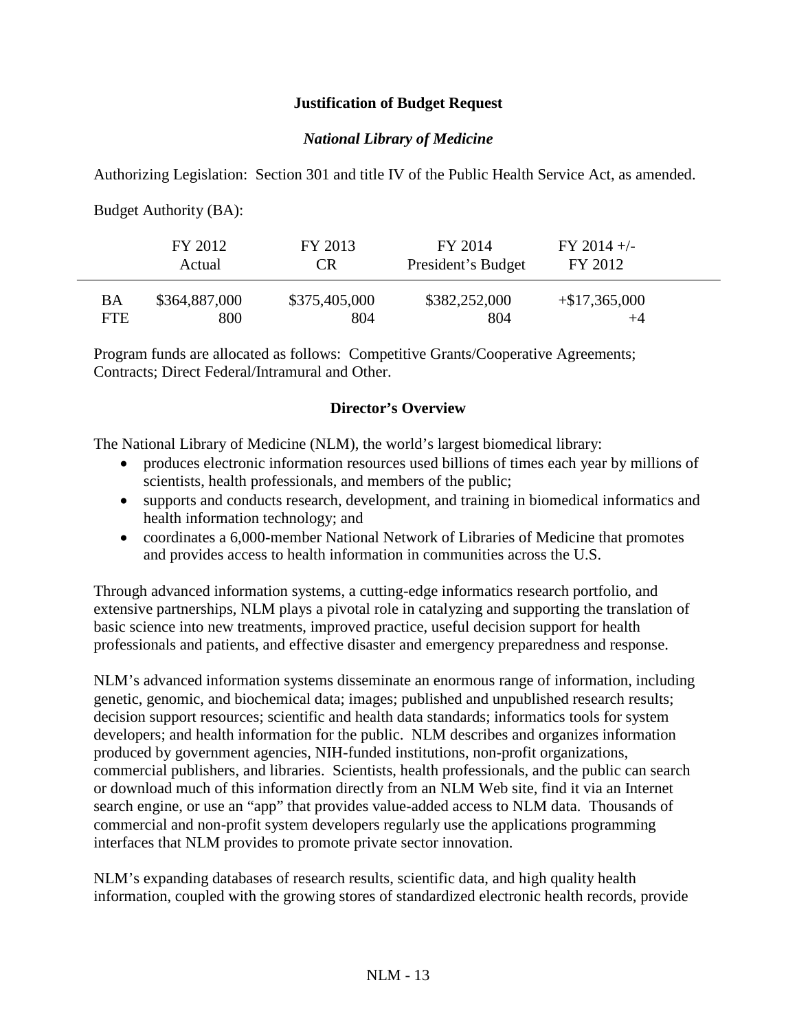**Justification of Budget Request**

***National Library of Medicine***

Authorizing Legislation: Section 301 and title IV of the Public Health Service Act, as amended.

Budget Authority (BA):

| | FY 2012 Actual | FY 2013 CR | FY 2014 President's Budget | FY 2014 +/- FY 2012 |
|---|---|---|---|---|
| BA | $364,887,000 | $375,405,000 | $382,252,000 | +$17,365,000 |
| FTE | 800 | 804 | 804 | +4 |

Program funds are allocated as follows: Competitive Grants/Cooperative Agreements; Contracts; Direct Federal/Intramural and Other.

**Director's Overview**

The National Library of Medicine (NLM), the world's largest biomedical library:

- produces electronic information resources used billions of times each year by millions of scientists, health professionals, and members of the public;
- supports and conducts research, development, and training in biomedical informatics and health information technology; and
- coordinates a 6,000-member National Network of Libraries of Medicine that promotes and provides access to health information in communities across the U.S.

Through advanced information systems, a cutting-edge informatics research portfolio, and extensive partnerships, NLM plays a pivotal role in catalyzing and supporting the translation of basic science into new treatments, improved practice, useful decision support for health professionals and patients, and effective disaster and emergency preparedness and response.

NLM's advanced information systems disseminate an enormous range of information, including genetic, genomic, and biochemical data; images; published and unpublished research results; decision support resources; scientific and health data standards; informatics tools for system developers; and health information for the public. NLM describes and organizes information produced by government agencies, NIH-funded institutions, non-profit organizations, commercial publishers, and libraries. Scientists, health professionals, and the public can search or download much of this information directly from an NLM Web site, find it via an Internet search engine, or use an "app" that provides value-added access to NLM data. Thousands of commercial and non-profit system developers regularly use the applications programming interfaces that NLM provides to promote private sector innovation.

NLM's expanding databases of research results, scientific data, and high quality health information, coupled with the growing stores of standardized electronic health records, provide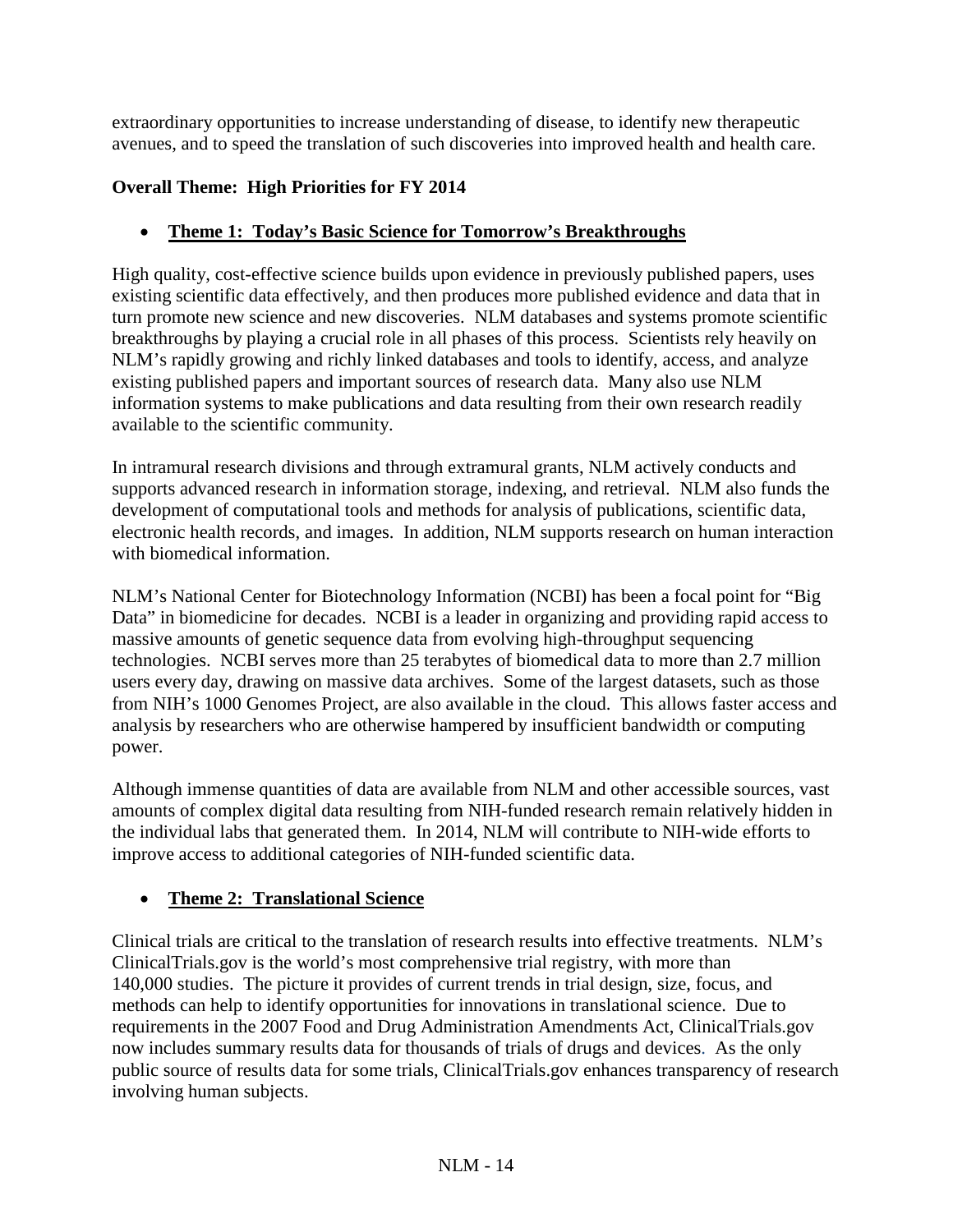extraordinary opportunities to increase understanding of disease, to identify new therapeutic avenues, and to speed the translation of such discoveries into improved health and health care.

**Overall Theme: High Priorities for FY 2014**

- **Theme 1: Today's Basic Science for Tomorrow's Breakthroughs**

High quality, cost-effective science builds upon evidence in previously published papers, uses existing scientific data effectively, and then produces more published evidence and data that in turn promote new science and new discoveries. NLM databases and systems promote scientific breakthroughs by playing a crucial role in all phases of this process. Scientists rely heavily on NLM's rapidly growing and richly linked databases and tools to identify, access, and analyze existing published papers and important sources of research data. Many also use NLM information systems to make publications and data resulting from their own research readily available to the scientific community.

In intramural research divisions and through extramural grants, NLM actively conducts and supports advanced research in information storage, indexing, and retrieval. NLM also funds the development of computational tools and methods for analysis of publications, scientific data, electronic health records, and images. In addition, NLM supports research on human interaction with biomedical information.

NLM's National Center for Biotechnology Information (NCBI) has been a focal point for "Big Data" in biomedicine for decades. NCBI is a leader in organizing and providing rapid access to massive amounts of genetic sequence data from evolving high-throughput sequencing technologies. NCBI serves more than 25 terabytes of biomedical data to more than 2.7 million users every day, drawing on massive data archives. Some of the largest datasets, such as those from NIH's 1000 Genomes Project, are also available in the cloud. This allows faster access and analysis by researchers who are otherwise hampered by insufficient bandwidth or computing power.

Although immense quantities of data are available from NLM and other accessible sources, vast amounts of complex digital data resulting from NIH-funded research remain relatively hidden in the individual labs that generated them. In 2014, NLM will contribute to NIH-wide efforts to improve access to additional categories of NIH-funded scientific data.

- **Theme 2: Translational Science**

Clinical trials are critical to the translation of research results into effective treatments. NLM's ClinicalTrials.gov is the world's most comprehensive trial registry, with more than 140,000 studies. The picture it provides of current trends in trial design, size, focus, and methods can help to identify opportunities for innovations in translational science. Due to requirements in the 2007 Food and Drug Administration Amendments Act, ClinicalTrials.gov now includes summary results data for thousands of trials of drugs and devices. As the only public source of results data for some trials, ClinicalTrials.gov enhances transparency of research involving human subjects.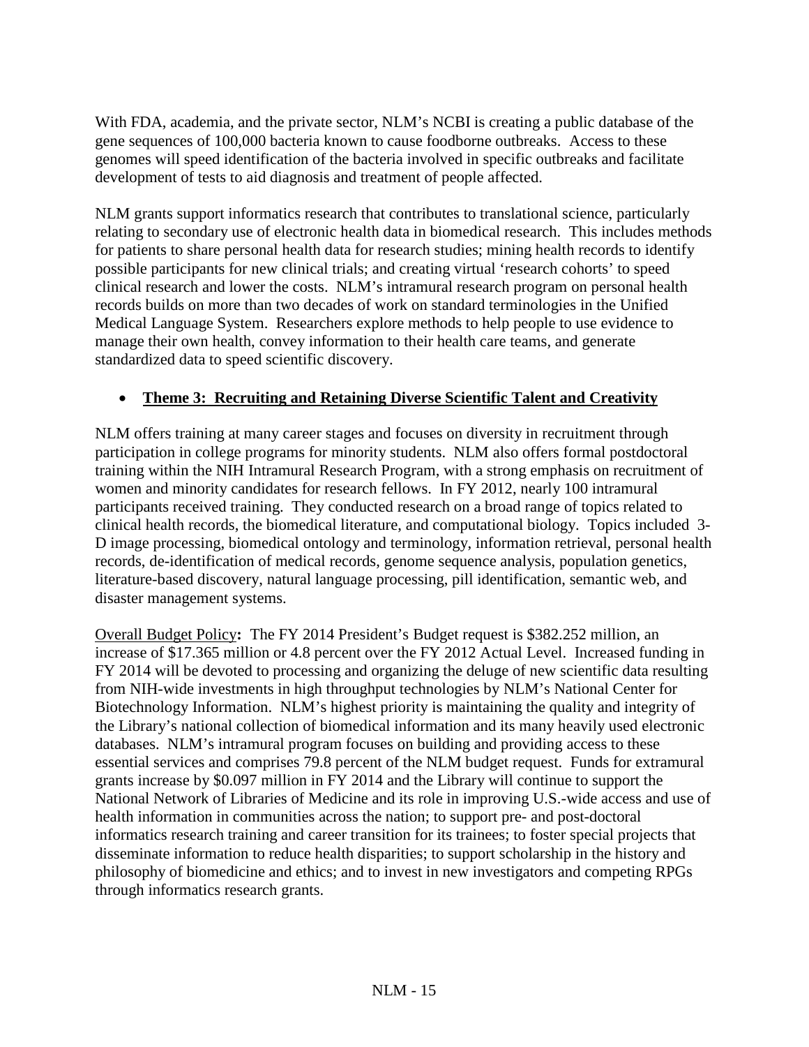With FDA, academia, and the private sector, NLM's NCBI is creating a public database of the gene sequences of 100,000 bacteria known to cause foodborne outbreaks. Access to these genomes will speed identification of the bacteria involved in specific outbreaks and facilitate development of tests to aid diagnosis and treatment of people affected.

NLM grants support informatics research that contributes to translational science, particularly relating to secondary use of electronic health data in biomedical research. This includes methods for patients to share personal health data for research studies; mining health records to identify possible participants for new clinical trials; and creating virtual 'research cohorts' to speed clinical research and lower the costs. NLM's intramural research program on personal health records builds on more than two decades of work on standard terminologies in the Unified Medical Language System. Researchers explore methods to help people to use evidence to manage their own health, convey information to their health care teams, and generate standardized data to speed scientific discovery.

- **Theme 3: Recruiting and Retaining Diverse Scientific Talent and Creativity**

NLM offers training at many career stages and focuses on diversity in recruitment through participation in college programs for minority students. NLM also offers formal postdoctoral training within the NIH Intramural Research Program, with a strong emphasis on recruitment of women and minority candidates for research fellows. In FY 2012, nearly 100 intramural participants received training. They conducted research on a broad range of topics related to clinical health records, the biomedical literature, and computational biology. Topics included 3-D image processing, biomedical ontology and terminology, information retrieval, personal health records, de-identification of medical records, genome sequence analysis, population genetics, literature-based discovery, natural language processing, pill identification, semantic web, and disaster management systems.

Overall Budget Policy**:** The FY 2014 President's Budget request is $382.252 million, an increase of $17.365 million or 4.8 percent over the FY 2012 Actual Level. Increased funding in FY 2014 will be devoted to processing and organizing the deluge of new scientific data resulting from NIH-wide investments in high throughput technologies by NLM's National Center for Biotechnology Information. NLM's highest priority is maintaining the quality and integrity of the Library's national collection of biomedical information and its many heavily used electronic databases. NLM's intramural program focuses on building and providing access to these essential services and comprises 79.8 percent of the NLM budget request. Funds for extramural grants increase by $0.097 million in FY 2014 and the Library will continue to support the National Network of Libraries of Medicine and its role in improving U.S.-wide access and use of health information in communities across the nation; to support pre- and post-doctoral informatics research training and career transition for its trainees; to foster special projects that disseminate information to reduce health disparities; to support scholarship in the history and philosophy of biomedicine and ethics; and to invest in new investigators and competing RPGs through informatics research grants.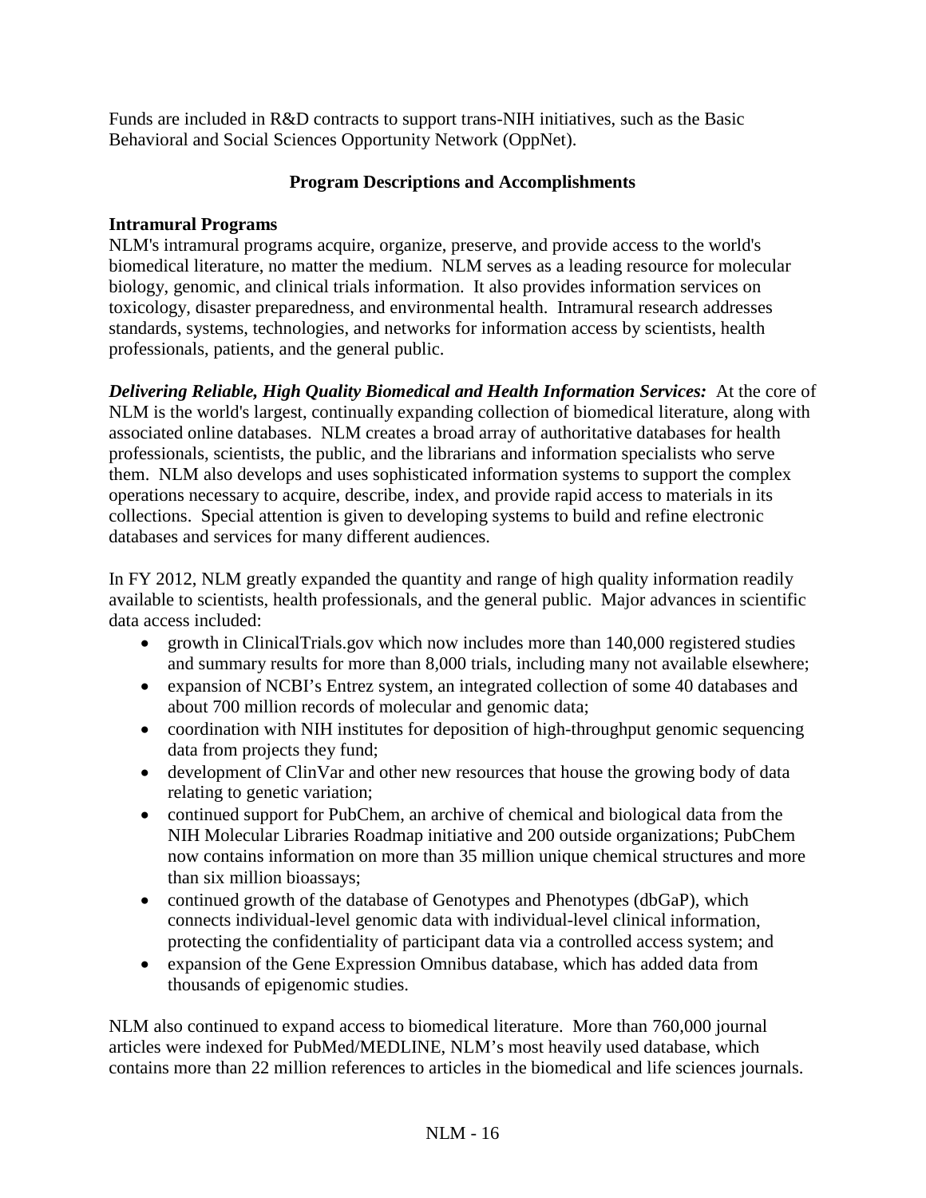Funds are included in R&D contracts to support trans-NIH initiatives, such as the Basic Behavioral and Social Sciences Opportunity Network (OppNet).

## Program Descriptions and Accomplishments

### Intramural Programs

NLM's intramural programs acquire, organize, preserve, and provide access to the world's biomedical literature, no matter the medium. NLM serves as a leading resource for molecular biology, genomic, and clinical trials information. It also provides information services on toxicology, disaster preparedness, and environmental health. Intramural research addresses standards, systems, technologies, and networks for information access by scientists, health professionals, patients, and the general public.

***Delivering Reliable, High Quality Biomedical and Health Information Services:*** At the core of NLM is the world's largest, continually expanding collection of biomedical literature, along with associated online databases. NLM creates a broad array of authoritative databases for health professionals, scientists, the public, and the librarians and information specialists who serve them. NLM also develops and uses sophisticated information systems to support the complex operations necessary to acquire, describe, index, and provide rapid access to materials in its collections. Special attention is given to developing systems to build and refine electronic databases and services for many different audiences.

In FY 2012, NLM greatly expanded the quantity and range of high quality information readily available to scientists, health professionals, and the general public. Major advances in scientific data access included:

- growth in ClinicalTrials.gov which now includes more than 140,000 registered studies and summary results for more than 8,000 trials, including many not available elsewhere;
- expansion of NCBI's Entrez system, an integrated collection of some 40 databases and about 700 million records of molecular and genomic data;
- coordination with NIH institutes for deposition of high-throughput genomic sequencing data from projects they fund;
- development of ClinVar and other new resources that house the growing body of data relating to genetic variation;
- continued support for PubChem, an archive of chemical and biological data from the NIH Molecular Libraries Roadmap initiative and 200 outside organizations; PubChem now contains information on more than 35 million unique chemical structures and more than six million bioassays;
- continued growth of the database of Genotypes and Phenotypes (dbGaP), which connects individual-level genomic data with individual-level clinical information, protecting the confidentiality of participant data via a controlled access system; and
- expansion of the Gene Expression Omnibus database, which has added data from thousands of epigenomic studies.

NLM also continued to expand access to biomedical literature. More than 760,000 journal articles were indexed for PubMed/MEDLINE, NLM's most heavily used database, which contains more than 22 million references to articles in the biomedical and life sciences journals.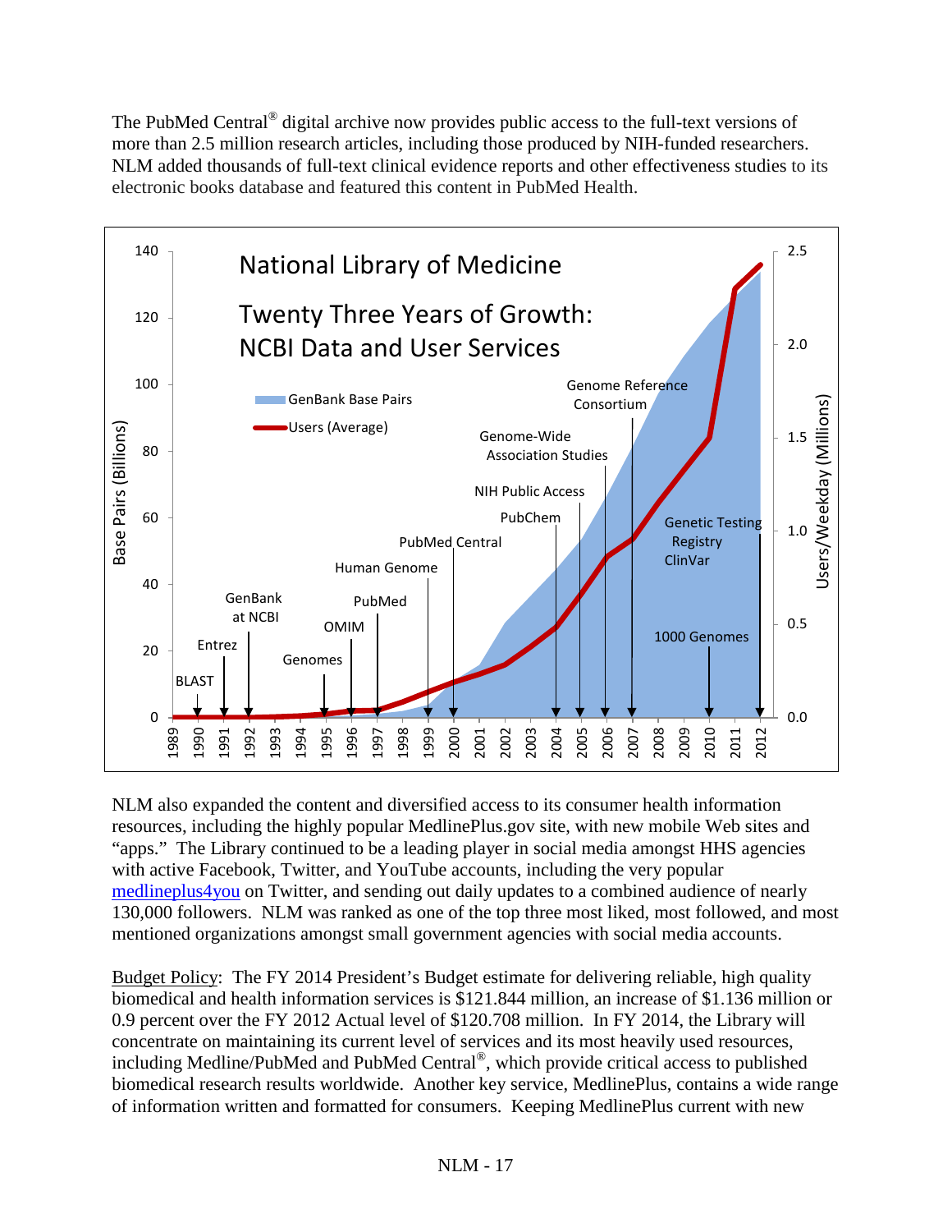The PubMed Central® digital archive now provides public access to the full-text versions of more than 2.5 million research articles, including those produced by NIH-funded researchers. NLM added thousands of full-text clinical evidence reports and other effectiveness studies to its electronic books database and featured this content in PubMed Health.

NLM also expanded the content and diversified access to its consumer health information resources, including the highly popular MedlinePlus.gov site, with new mobile Web sites and "apps." The Library continued to be a leading player in social media amongst HHS agencies with active Facebook, Twitter, and YouTube accounts, including the very popular medlineplus4you on Twitter, and sending out daily updates to a combined audience of nearly 130,000 followers. NLM was ranked as one of the top three most liked, most followed, and most mentioned organizations amongst small government agencies with social media accounts.

Budget Policy: The FY 2014 President's Budget estimate for delivering reliable, high quality biomedical and health information services is $121.844 million, an increase of $1.136 million or 0.9 percent over the FY 2012 Actual level of $120.708 million. In FY 2014, the Library will concentrate on maintaining its current level of services and its most heavily used resources, including Medline/PubMed and PubMed Central®, which provide critical access to published biomedical research results worldwide. Another key service, MedlinePlus, contains a wide range of information written and formatted for consumers. Keeping MedlinePlus current with new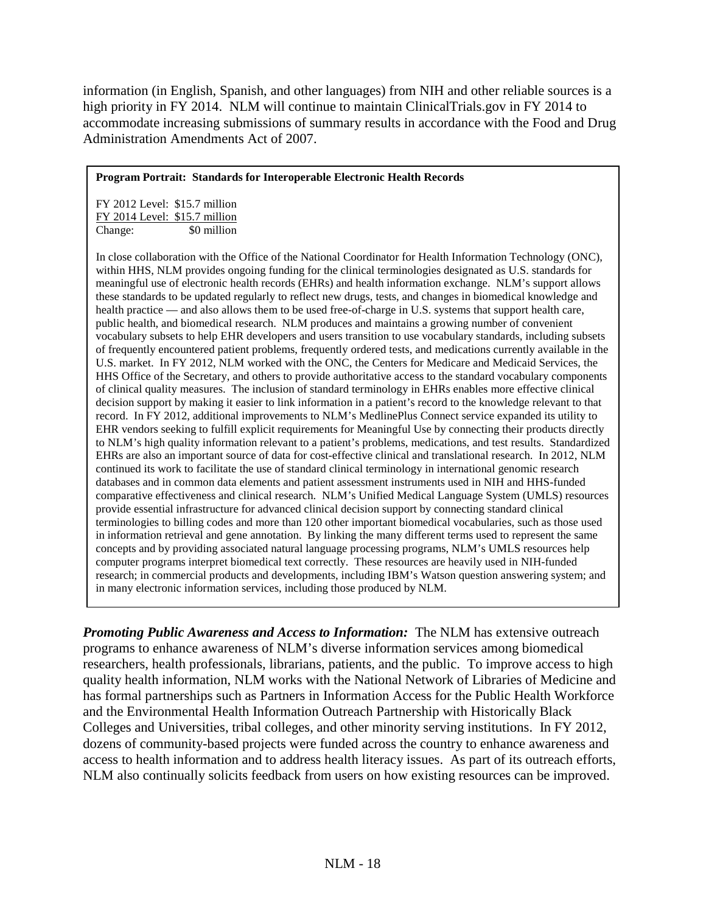information (in English, Spanish, and other languages) from NIH and other reliable sources is a high priority in FY 2014. NLM will continue to maintain ClinicalTrials.gov in FY 2014 to accommodate increasing submissions of summary results in accordance with the Food and Drug Administration Amendments Act of 2007.

**Program Portrait: Standards for Interoperable Electronic Health Records**

FY 2012 Level: $15.7 million
FY 2014 Level: $15.7 million
Change: $0 million

In close collaboration with the Office of the National Coordinator for Health Information Technology (ONC), within HHS, NLM provides ongoing funding for the clinical terminologies designated as U.S. standards for meaningful use of electronic health records (EHRs) and health information exchange. NLM's support allows these standards to be updated regularly to reflect new drugs, tests, and changes in biomedical knowledge and health practice — and also allows them to be used free-of-charge in U.S. systems that support health care, public health, and biomedical research. NLM produces and maintains a growing number of convenient vocabulary subsets to help EHR developers and users transition to use vocabulary standards, including subsets of frequently encountered patient problems, frequently ordered tests, and medications currently available in the U.S. market. In FY 2012, NLM worked with the ONC, the Centers for Medicare and Medicaid Services, the HHS Office of the Secretary, and others to provide authoritative access to the standard vocabulary components of clinical quality measures. The inclusion of standard terminology in EHRs enables more effective clinical decision support by making it easier to link information in a patient's record to the knowledge relevant to that record. In FY 2012, additional improvements to NLM's MedlinePlus Connect service expanded its utility to EHR vendors seeking to fulfill explicit requirements for Meaningful Use by connecting their products directly to NLM's high quality information relevant to a patient's problems, medications, and test results. Standardized EHRs are also an important source of data for cost-effective clinical and translational research. In 2012, NLM continued its work to facilitate the use of standard clinical terminology in international genomic research databases and in common data elements and patient assessment instruments used in NIH and HHS-funded comparative effectiveness and clinical research. NLM's Unified Medical Language System (UMLS) resources provide essential infrastructure for advanced clinical decision support by connecting standard clinical terminologies to billing codes and more than 120 other important biomedical vocabularies, such as those used in information retrieval and gene annotation. By linking the many different terms used to represent the same concepts and by providing associated natural language processing programs, NLM's UMLS resources help computer programs interpret biomedical text correctly. These resources are heavily used in NIH-funded research; in commercial products and developments, including IBM's Watson question answering system; and in many electronic information services, including those produced by NLM.

***Promoting Public Awareness and Access to Information:*** The NLM has extensive outreach programs to enhance awareness of NLM's diverse information services among biomedical researchers, health professionals, librarians, patients, and the public. To improve access to high quality health information, NLM works with the National Network of Libraries of Medicine and has formal partnerships such as Partners in Information Access for the Public Health Workforce and the Environmental Health Information Outreach Partnership with Historically Black Colleges and Universities, tribal colleges, and other minority serving institutions. In FY 2012, dozens of community-based projects were funded across the country to enhance awareness and access to health information and to address health literacy issues. As part of its outreach efforts, NLM also continually solicits feedback from users on how existing resources can be improved.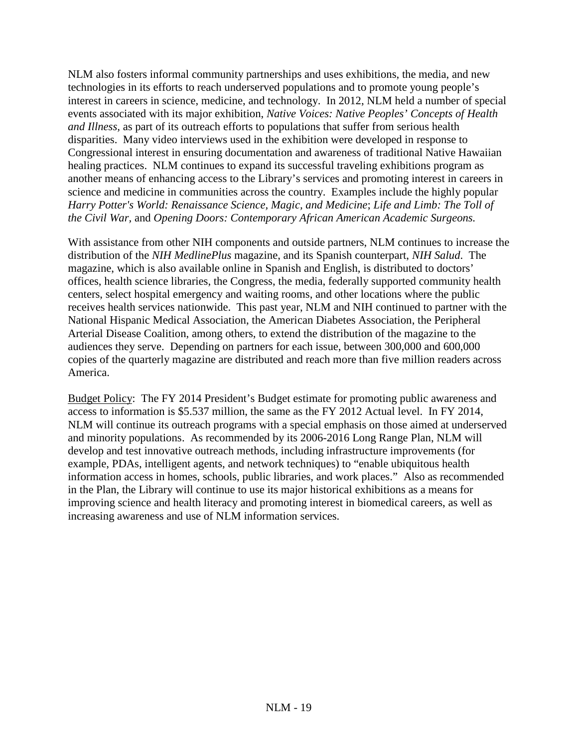NLM also fosters informal community partnerships and uses exhibitions, the media, and new technologies in its efforts to reach underserved populations and to promote young people's interest in careers in science, medicine, and technology. In 2012, NLM held a number of special events associated with its major exhibition, *Native Voices: Native Peoples' Concepts of Health and Illness,* as part of its outreach efforts to populations that suffer from serious health disparities. Many video interviews used in the exhibition were developed in response to Congressional interest in ensuring documentation and awareness of traditional Native Hawaiian healing practices. NLM continues to expand its successful traveling exhibitions program as another means of enhancing access to the Library's services and promoting interest in careers in science and medicine in communities across the country. Examples include the highly popular *Harry Potter's World: Renaissance Science, Magic, and Medicine*; *Life and Limb: The Toll of the Civil War*, and *Opening Doors: Contemporary African American Academic Surgeons.*

With assistance from other NIH components and outside partners, NLM continues to increase the distribution of the *NIH MedlinePlus* magazine, and its Spanish counterpart, *NIH Salud*. The magazine, which is also available online in Spanish and English, is distributed to doctors' offices, health science libraries, the Congress, the media, federally supported community health centers, select hospital emergency and waiting rooms, and other locations where the public receives health services nationwide. This past year, NLM and NIH continued to partner with the National Hispanic Medical Association, the American Diabetes Association, the Peripheral Arterial Disease Coalition, among others, to extend the distribution of the magazine to the audiences they serve. Depending on partners for each issue, between 300,000 and 600,000 copies of the quarterly magazine are distributed and reach more than five million readers across America.

<u>Budget Policy</u>: The FY 2014 President's Budget estimate for promoting public awareness and access to information is $5.537 million, the same as the FY 2012 Actual level. In FY 2014, NLM will continue its outreach programs with a special emphasis on those aimed at underserved and minority populations. As recommended by its 2006-2016 Long Range Plan, NLM will develop and test innovative outreach methods, including infrastructure improvements (for example, PDAs, intelligent agents, and network techniques) to "enable ubiquitous health information access in homes, schools, public libraries, and work places." Also as recommended in the Plan, the Library will continue to use its major historical exhibitions as a means for improving science and health literacy and promoting interest in biomedical careers, as well as increasing awareness and use of NLM information services.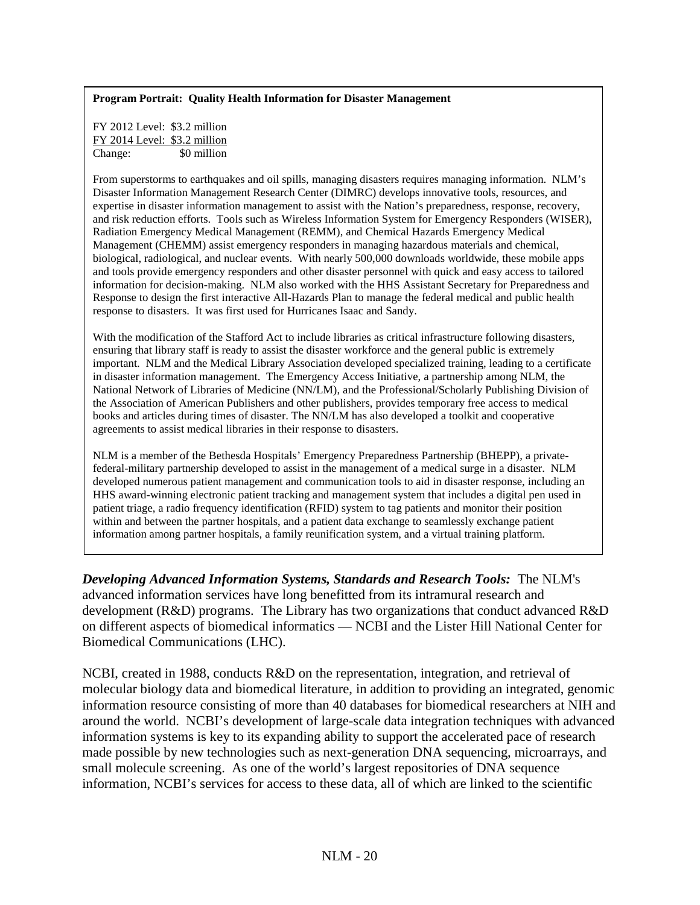**Program Portrait: Quality Health Information for Disaster Management**

FY 2012 Level: $3.2 million
FY 2014 Level: $3.2 million
Change: $0 million

From superstorms to earthquakes and oil spills, managing disasters requires managing information. NLM's Disaster Information Management Research Center (DIMRC) develops innovative tools, resources, and expertise in disaster information management to assist with the Nation's preparedness, response, recovery, and risk reduction efforts. Tools such as Wireless Information System for Emergency Responders (WISER), Radiation Emergency Medical Management (REMM), and Chemical Hazards Emergency Medical Management (CHEMM) assist emergency responders in managing hazardous materials and chemical, biological, radiological, and nuclear events. With nearly 500,000 downloads worldwide, these mobile apps and tools provide emergency responders and other disaster personnel with quick and easy access to tailored information for decision-making. NLM also worked with the HHS Assistant Secretary for Preparedness and Response to design the first interactive All-Hazards Plan to manage the federal medical and public health response to disasters. It was first used for Hurricanes Isaac and Sandy.

With the modification of the Stafford Act to include libraries as critical infrastructure following disasters, ensuring that library staff is ready to assist the disaster workforce and the general public is extremely important. NLM and the Medical Library Association developed specialized training, leading to a certificate in disaster information management. The Emergency Access Initiative, a partnership among NLM, the National Network of Libraries of Medicine (NN/LM), and the Professional/Scholarly Publishing Division of the Association of American Publishers and other publishers, provides temporary free access to medical books and articles during times of disaster. The NN/LM has also developed a toolkit and cooperative agreements to assist medical libraries in their response to disasters.

NLM is a member of the Bethesda Hospitals' Emergency Preparedness Partnership (BHEPP), a private-federal-military partnership developed to assist in the management of a medical surge in a disaster. NLM developed numerous patient management and communication tools to aid in disaster response, including an HHS award-winning electronic patient tracking and management system that includes a digital pen used in patient triage, a radio frequency identification (RFID) system to tag patients and monitor their position within and between the partner hospitals, and a patient data exchange to seamlessly exchange patient information among partner hospitals, a family reunification system, and a virtual training platform.

***Developing Advanced Information Systems, Standards and Research Tools:*** The NLM's advanced information services have long benefitted from its intramural research and development (R&D) programs. The Library has two organizations that conduct advanced R&D on different aspects of biomedical informatics — NCBI and the Lister Hill National Center for Biomedical Communications (LHC).

NCBI, created in 1988, conducts R&D on the representation, integration, and retrieval of molecular biology data and biomedical literature, in addition to providing an integrated, genomic information resource consisting of more than 40 databases for biomedical researchers at NIH and around the world. NCBI's development of large-scale data integration techniques with advanced information systems is key to its expanding ability to support the accelerated pace of research made possible by new technologies such as next-generation DNA sequencing, microarrays, and small molecule screening. As one of the world's largest repositories of DNA sequence information, NCBI's services for access to these data, all of which are linked to the scientific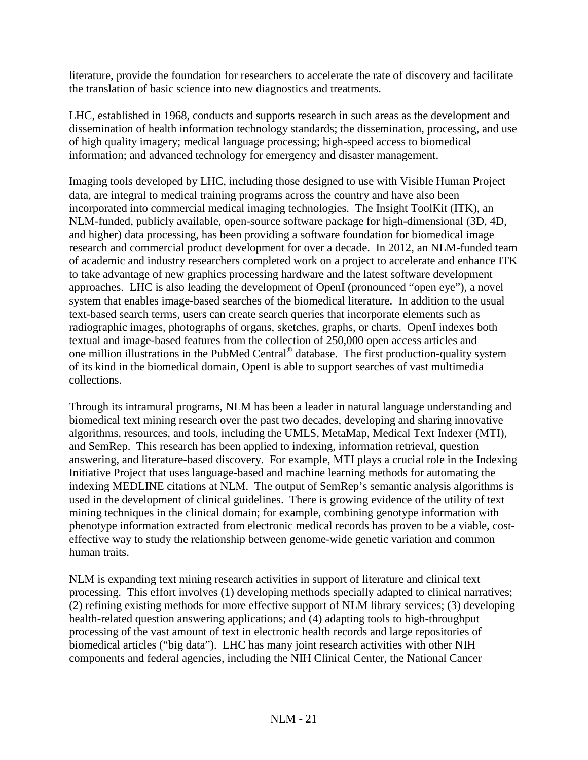literature, provide the foundation for researchers to accelerate the rate of discovery and facilitate the translation of basic science into new diagnostics and treatments.

LHC, established in 1968, conducts and supports research in such areas as the development and dissemination of health information technology standards; the dissemination, processing, and use of high quality imagery; medical language processing; high-speed access to biomedical information; and advanced technology for emergency and disaster management.

Imaging tools developed by LHC, including those designed to use with Visible Human Project data, are integral to medical training programs across the country and have also been incorporated into commercial medical imaging technologies. The Insight ToolKit (ITK), an NLM-funded, publicly available, open-source software package for high-dimensional (3D, 4D, and higher) data processing, has been providing a software foundation for biomedical image research and commercial product development for over a decade. In 2012, an NLM-funded team of academic and industry researchers completed work on a project to accelerate and enhance ITK to take advantage of new graphics processing hardware and the latest software development approaches. LHC is also leading the development of OpenI (pronounced "open eye"), a novel system that enables image-based searches of the biomedical literature. In addition to the usual text-based search terms, users can create search queries that incorporate elements such as radiographic images, photographs of organs, sketches, graphs, or charts. OpenI indexes both textual and image-based features from the collection of 250,000 open access articles and one million illustrations in the PubMed Central® database. The first production-quality system of its kind in the biomedical domain, OpenI is able to support searches of vast multimedia collections.

Through its intramural programs, NLM has been a leader in natural language understanding and biomedical text mining research over the past two decades, developing and sharing innovative algorithms, resources, and tools, including the UMLS, MetaMap, Medical Text Indexer (MTI), and SemRep. This research has been applied to indexing, information retrieval, question answering, and literature-based discovery. For example, MTI plays a crucial role in the Indexing Initiative Project that uses language-based and machine learning methods for automating the indexing MEDLINE citations at NLM. The output of SemRep's semantic analysis algorithms is used in the development of clinical guidelines. There is growing evidence of the utility of text mining techniques in the clinical domain; for example, combining genotype information with phenotype information extracted from electronic medical records has proven to be a viable, cost-effective way to study the relationship between genome-wide genetic variation and common human traits.

NLM is expanding text mining research activities in support of literature and clinical text processing. This effort involves (1) developing methods specially adapted to clinical narratives; (2) refining existing methods for more effective support of NLM library services; (3) developing health-related question answering applications; and (4) adapting tools to high-throughput processing of the vast amount of text in electronic health records and large repositories of biomedical articles ("big data"). LHC has many joint research activities with other NIH components and federal agencies, including the NIH Clinical Center, the National Cancer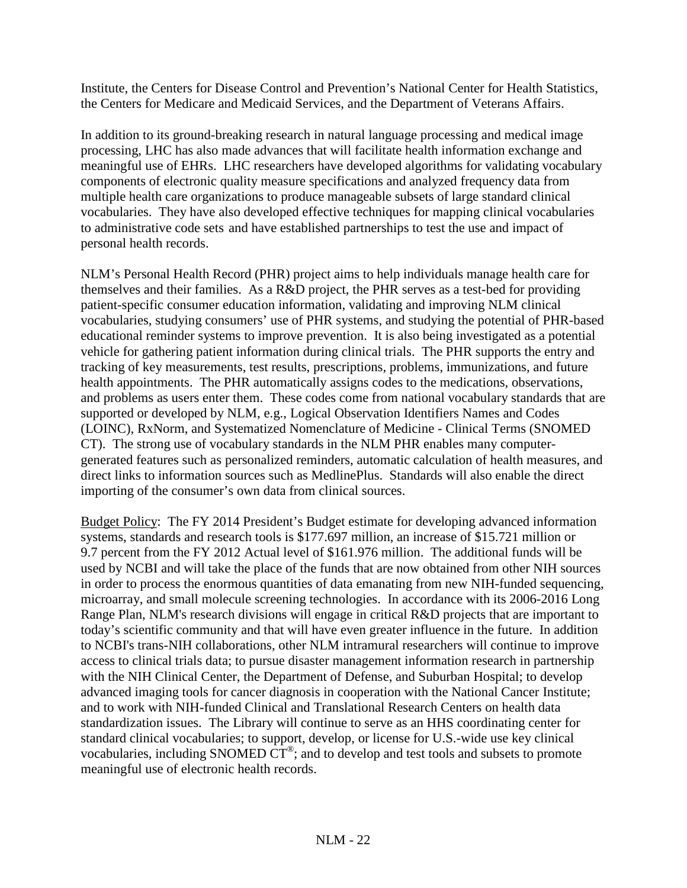Institute, the Centers for Disease Control and Prevention's National Center for Health Statistics, the Centers for Medicare and Medicaid Services, and the Department of Veterans Affairs.

In addition to its ground-breaking research in natural language processing and medical image processing, LHC has also made advances that will facilitate health information exchange and meaningful use of EHRs. LHC researchers have developed algorithms for validating vocabulary components of electronic quality measure specifications and analyzed frequency data from multiple health care organizations to produce manageable subsets of large standard clinical vocabularies. They have also developed effective techniques for mapping clinical vocabularies to administrative code sets and have established partnerships to test the use and impact of personal health records.

NLM's Personal Health Record (PHR) project aims to help individuals manage health care for themselves and their families. As a R&D project, the PHR serves as a test-bed for providing patient-specific consumer education information, validating and improving NLM clinical vocabularies, studying consumers' use of PHR systems, and studying the potential of PHR-based educational reminder systems to improve prevention. It is also being investigated as a potential vehicle for gathering patient information during clinical trials. The PHR supports the entry and tracking of key measurements, test results, prescriptions, problems, immunizations, and future health appointments. The PHR automatically assigns codes to the medications, observations, and problems as users enter them. These codes come from national vocabulary standards that are supported or developed by NLM, e.g., Logical Observation Identifiers Names and Codes (LOINC), RxNorm, and Systematized Nomenclature of Medicine - Clinical Terms (SNOMED CT). The strong use of vocabulary standards in the NLM PHR enables many computer-generated features such as personalized reminders, automatic calculation of health measures, and direct links to information sources such as MedlinePlus. Standards will also enable the direct importing of the consumer's own data from clinical sources.

Budget Policy: The FY 2014 President's Budget estimate for developing advanced information systems, standards and research tools is $177.697 million, an increase of $15.721 million or 9.7 percent from the FY 2012 Actual level of $161.976 million. The additional funds will be used by NCBI and will take the place of the funds that are now obtained from other NIH sources in order to process the enormous quantities of data emanating from new NIH-funded sequencing, microarray, and small molecule screening technologies. In accordance with its 2006-2016 Long Range Plan, NLM's research divisions will engage in critical R&D projects that are important to today's scientific community and that will have even greater influence in the future. In addition to NCBI's trans-NIH collaborations, other NLM intramural researchers will continue to improve access to clinical trials data; to pursue disaster management information research in partnership with the NIH Clinical Center, the Department of Defense, and Suburban Hospital; to develop advanced imaging tools for cancer diagnosis in cooperation with the National Cancer Institute; and to work with NIH-funded Clinical and Translational Research Centers on health data standardization issues. The Library will continue to serve as an HHS coordinating center for standard clinical vocabularies; to support, develop, or license for U.S.-wide use key clinical vocabularies, including SNOMED CT®; and to develop and test tools and subsets to promote meaningful use of electronic health records.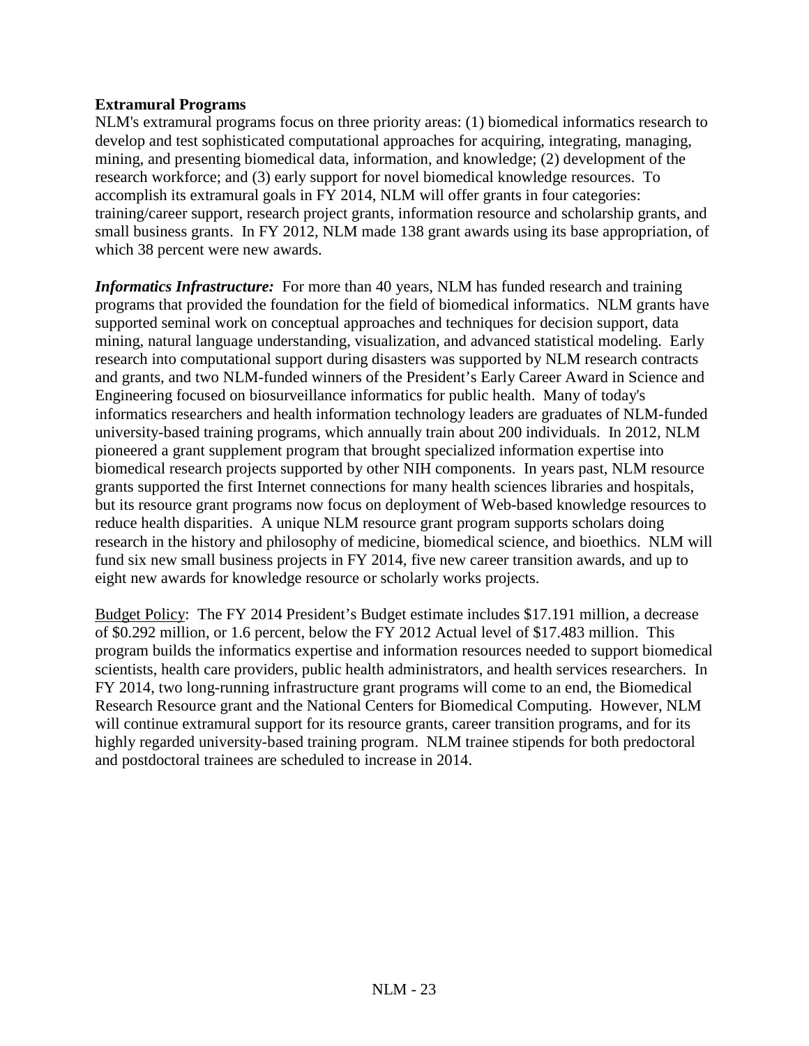**Extramural Programs**

NLM's extramural programs focus on three priority areas: (1) biomedical informatics research to develop and test sophisticated computational approaches for acquiring, integrating, managing, mining, and presenting biomedical data, information, and knowledge; (2) development of the research workforce; and (3) early support for novel biomedical knowledge resources. To accomplish its extramural goals in FY 2014, NLM will offer grants in four categories: training/career support, research project grants, information resource and scholarship grants, and small business grants. In FY 2012, NLM made 138 grant awards using its base appropriation, of which 38 percent were new awards.

***Informatics Infrastructure:*** For more than 40 years, NLM has funded research and training programs that provided the foundation for the field of biomedical informatics. NLM grants have supported seminal work on conceptual approaches and techniques for decision support, data mining, natural language understanding, visualization, and advanced statistical modeling. Early research into computational support during disasters was supported by NLM research contracts and grants, and two NLM-funded winners of the President's Early Career Award in Science and Engineering focused on biosurveillance informatics for public health. Many of today's informatics researchers and health information technology leaders are graduates of NLM-funded university-based training programs, which annually train about 200 individuals. In 2012, NLM pioneered a grant supplement program that brought specialized information expertise into biomedical research projects supported by other NIH components. In years past, NLM resource grants supported the first Internet connections for many health sciences libraries and hospitals, but its resource grant programs now focus on deployment of Web-based knowledge resources to reduce health disparities. A unique NLM resource grant program supports scholars doing research in the history and philosophy of medicine, biomedical science, and bioethics. NLM will fund six new small business projects in FY 2014, five new career transition awards, and up to eight new awards for knowledge resource or scholarly works projects.

<u>Budget Policy</u>: The FY 2014 President's Budget estimate includes $17.191 million, a decrease of $0.292 million, or 1.6 percent, below the FY 2012 Actual level of $17.483 million. This program builds the informatics expertise and information resources needed to support biomedical scientists, health care providers, public health administrators, and health services researchers. In FY 2014, two long-running infrastructure grant programs will come to an end, the Biomedical Research Resource grant and the National Centers for Biomedical Computing. However, NLM will continue extramural support for its resource grants, career transition programs, and for its highly regarded university-based training program. NLM trainee stipends for both predoctoral and postdoctoral trainees are scheduled to increase in 2014.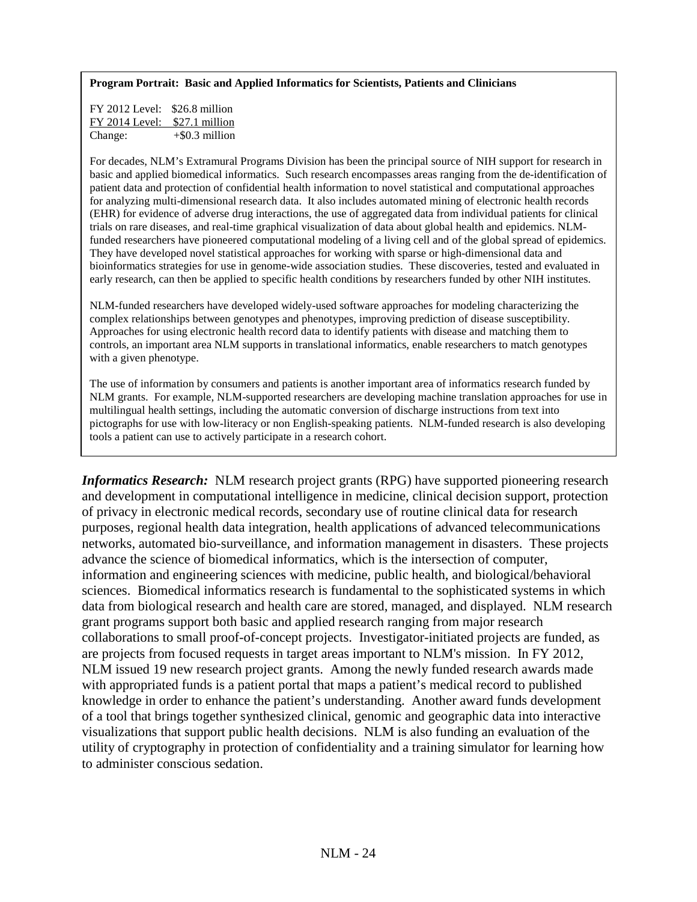**Program Portrait: Basic and Applied Informatics for Scientists, Patients and Clinicians**

FY 2012 Level: $26.8 million
FY 2014 Level: $27.1 million
Change: +$0.3 million

For decades, NLM's Extramural Programs Division has been the principal source of NIH support for research in basic and applied biomedical informatics. Such research encompasses areas ranging from the de-identification of patient data and protection of confidential health information to novel statistical and computational approaches for analyzing multi-dimensional research data. It also includes automated mining of electronic health records (EHR) for evidence of adverse drug interactions, the use of aggregated data from individual patients for clinical trials on rare diseases, and real-time graphical visualization of data about global health and epidemics. NLM-funded researchers have pioneered computational modeling of a living cell and of the global spread of epidemics. They have developed novel statistical approaches for working with sparse or high-dimensional data and bioinformatics strategies for use in genome-wide association studies. These discoveries, tested and evaluated in early research, can then be applied to specific health conditions by researchers funded by other NIH institutes.

NLM-funded researchers have developed widely-used software approaches for modeling characterizing the complex relationships between genotypes and phenotypes, improving prediction of disease susceptibility. Approaches for using electronic health record data to identify patients with disease and matching them to controls, an important area NLM supports in translational informatics, enable researchers to match genotypes with a given phenotype.

The use of information by consumers and patients is another important area of informatics research funded by NLM grants. For example, NLM-supported researchers are developing machine translation approaches for use in multilingual health settings, including the automatic conversion of discharge instructions from text into pictographs for use with low-literacy or non English-speaking patients. NLM-funded research is also developing tools a patient can use to actively participate in a research cohort.

***Informatics Research:*** NLM research project grants (RPG) have supported pioneering research and development in computational intelligence in medicine, clinical decision support, protection of privacy in electronic medical records, secondary use of routine clinical data for research purposes, regional health data integration, health applications of advanced telecommunications networks, automated bio-surveillance, and information management in disasters. These projects advance the science of biomedical informatics, which is the intersection of computer, information and engineering sciences with medicine, public health, and biological/behavioral sciences. Biomedical informatics research is fundamental to the sophisticated systems in which data from biological research and health care are stored, managed, and displayed. NLM research grant programs support both basic and applied research ranging from major research collaborations to small proof-of-concept projects. Investigator-initiated projects are funded, as are projects from focused requests in target areas important to NLM's mission. In FY 2012, NLM issued 19 new research project grants. Among the newly funded research awards made with appropriated funds is a patient portal that maps a patient's medical record to published knowledge in order to enhance the patient's understanding. Another award funds development of a tool that brings together synthesized clinical, genomic and geographic data into interactive visualizations that support public health decisions. NLM is also funding an evaluation of the utility of cryptography in protection of confidentiality and a training simulator for learning how to administer conscious sedation.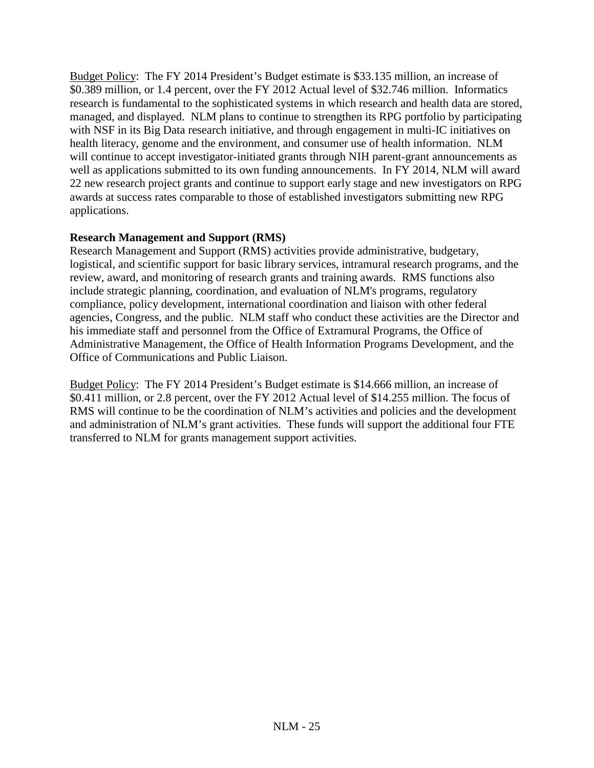Budget Policy: The FY 2014 President's Budget estimate is $33.135 million, an increase of $0.389 million, or 1.4 percent, over the FY 2012 Actual level of $32.746 million. Informatics research is fundamental to the sophisticated systems in which research and health data are stored, managed, and displayed. NLM plans to continue to strengthen its RPG portfolio by participating with NSF in its Big Data research initiative, and through engagement in multi-IC initiatives on health literacy, genome and the environment, and consumer use of health information. NLM will continue to accept investigator-initiated grants through NIH parent-grant announcements as well as applications submitted to its own funding announcements. In FY 2014, NLM will award 22 new research project grants and continue to support early stage and new investigators on RPG awards at success rates comparable to those of established investigators submitting new RPG applications.

**Research Management and Support (RMS)**

Research Management and Support (RMS) activities provide administrative, budgetary, logistical, and scientific support for basic library services, intramural research programs, and the review, award, and monitoring of research grants and training awards. RMS functions also include strategic planning, coordination, and evaluation of NLM's programs, regulatory compliance, policy development, international coordination and liaison with other federal agencies, Congress, and the public. NLM staff who conduct these activities are the Director and his immediate staff and personnel from the Office of Extramural Programs, the Office of Administrative Management, the Office of Health Information Programs Development, and the Office of Communications and Public Liaison.

Budget Policy: The FY 2014 President's Budget estimate is $14.666 million, an increase of $0.411 million, or 2.8 percent, over the FY 2012 Actual level of $14.255 million. The focus of RMS will continue to be the coordination of NLM's activities and policies and the development and administration of NLM's grant activities. These funds will support the additional four FTE transferred to NLM for grants management support activities.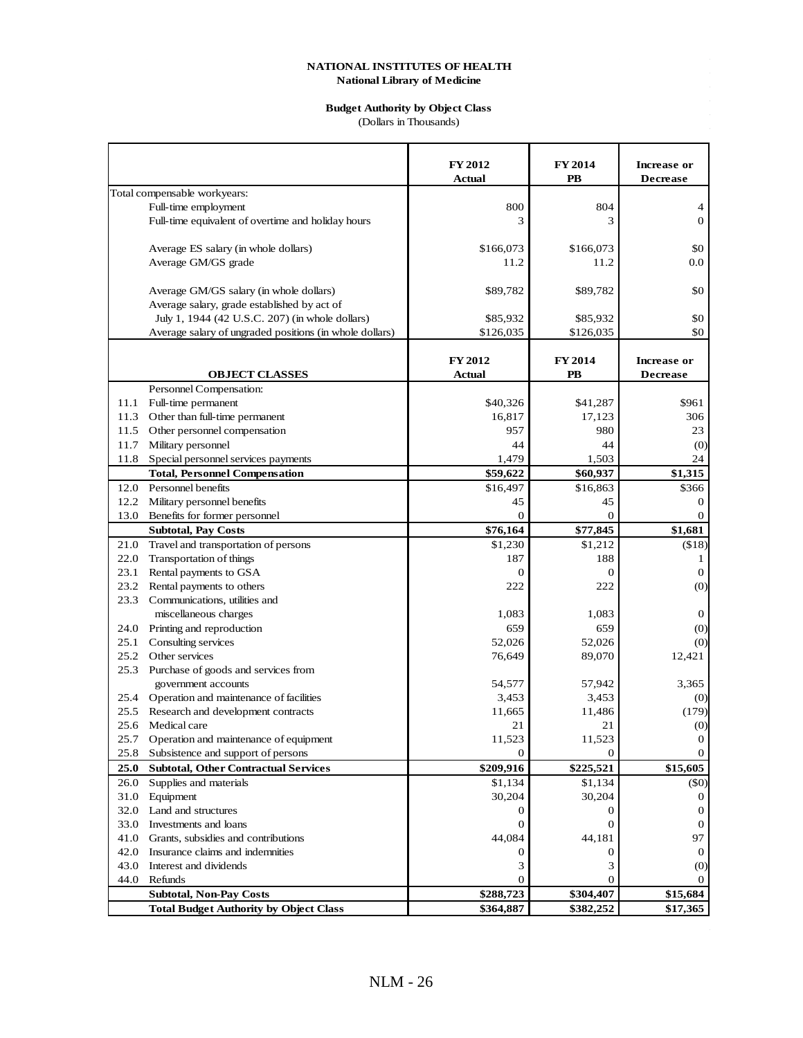**NATIONAL INSTITUTES OF HEALTH**
**National Library of Medicine**

**Budget Authority by Object Class**
(Dollars in Thousands)

| | | FY 2012 Actual | FY 2014 PB | Increase or Decrease |
|---|---|---|---|---|
| Total compensable workyears: | | | | |
| | Full-time employment | 800 | 804 | 4 |
| | Full-time equivalent of overtime and holiday hours | 3 | 3 | 0 |
| | Average ES salary (in whole dollars) | $166,073 | $166,073 | $0 |
| | Average GM/GS grade | 11.2 | 11.2 | 0.0 |
| | Average GM/GS salary (in whole dollars) | $89,782 | $89,782 | $0 |
| | Average salary, grade established by act of July 1, 1944 (42 U.S.C. 207) (in whole dollars) | $85,932 | $85,932 | $0 |
| | Average salary of ungraded positions (in whole dollars) | $126,035 | $126,035 | $0 |

| | OBJECT CLASSES | FY 2012 Actual | FY 2014 PB | Increase or Decrease |
|---|---|---|---|---|
| | Personnel Compensation: | | | |
| 11.1 | Full-time permanent | $40,326 | $41,287 | $961 |
| 11.3 | Other than full-time permanent | 16,817 | 17,123 | 306 |
| 11.5 | Other personnel compensation | 957 | 980 | 23 |
| 11.7 | Military personnel | 44 | 44 | (0) |
| 11.8 | Special personnel services payments | 1,479 | 1,503 | 24 |
| | **Total, Personnel Compensation** | **$59,622** | **$60,937** | **$1,315** |
| 12.0 | Personnel benefits | $16,497 | $16,863 | $366 |
| 12.2 | Military personnel benefits | 45 | 45 | 0 |
| 13.0 | Benefits for former personnel | 0 | 0 | 0 |
| | **Subtotal, Pay Costs** | **$76,164** | **$77,845** | **$1,681** |
| 21.0 | Travel and transportation of persons | $1,230 | $1,212 | ($18) |
| 22.0 | Transportation of things | 187 | 188 | 1 |
| 23.1 | Rental payments to GSA | 0 | 0 | 0 |
| 23.2 | Rental payments to others | 222 | 222 | (0) |
| 23.3 | Communications, utilities and miscellaneous charges | 1,083 | 1,083 | 0 |
| 24.0 | Printing and reproduction | 659 | 659 | (0) |
| 25.1 | Consulting services | 52,026 | 52,026 | (0) |
| 25.2 | Other services | 76,649 | 89,070 | 12,421 |
| 25.3 | Purchase of goods and services from government accounts | 54,577 | 57,942 | 3,365 |
| 25.4 | Operation and maintenance of facilities | 3,453 | 3,453 | (0) |
| 25.5 | Research and development contracts | 11,665 | 11,486 | (179) |
| 25.6 | Medical care | 21 | 21 | (0) |
| 25.7 | Operation and maintenance of equipment | 11,523 | 11,523 | 0 |
| 25.8 | Subsistence and support of persons | 0 | 0 | 0 |
| **25.0** | **Subtotal, Other Contractual Services** | **$209,916** | **$225,521** | **$15,605** |
| 26.0 | Supplies and materials | $1,134 | $1,134 | ($0) |
| 31.0 | Equipment | 30,204 | 30,204 | 0 |
| 32.0 | Land and structures | 0 | 0 | 0 |
| 33.0 | Investments and loans | 0 | 0 | 0 |
| 41.0 | Grants, subsidies and contributions | 44,084 | 44,181 | 97 |
| 42.0 | Insurance claims and indemnities | 0 | 0 | 0 |
| 43.0 | Interest and dividends | 3 | 3 | (0) |
| 44.0 | Refunds | 0 | 0 | 0 |
| | **Subtotal, Non-Pay Costs** | **$288,723** | **$304,407** | **$15,684** |
| | **Total Budget Authority by Object Class** | **$364,887** | **$382,252** | **$17,365** |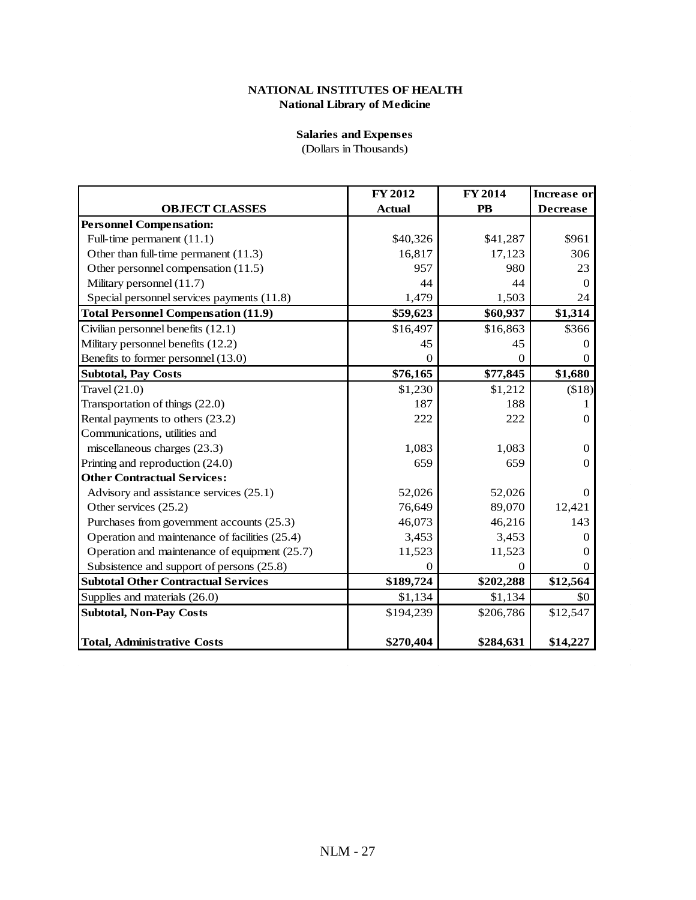**NATIONAL INSTITUTES OF HEALTH**
**National Library of Medicine**

**Salaries and Expenses**
(Dollars in Thousands)

| OBJECT CLASSES | FY 2012 Actual | FY 2014 PB | Increase or Decrease |
|---|---|---|---|
| **Personnel Compensation:** | | | |
| Full-time permanent (11.1) | $40,326 | $41,287 | $961 |
| Other than full-time permanent (11.3) | 16,817 | 17,123 | 306 |
| Other personnel compensation (11.5) | 957 | 980 | 23 |
| Military personnel (11.7) | 44 | 44 | 0 |
| Special personnel services payments (11.8) | 1,479 | 1,503 | 24 |
| **Total Personnel Compensation (11.9)** | **$59,623** | **$60,937** | **$1,314** |
| Civilian personnel benefits (12.1) | $16,497 | $16,863 | $366 |
| Military personnel benefits (12.2) | 45 | 45 | 0 |
| Benefits to former personnel (13.0) | 0 | 0 | 0 |
| **Subtotal, Pay Costs** | **$76,165** | **$77,845** | **$1,680** |
| Travel (21.0) | $1,230 | $1,212 | ($18) |
| Transportation of things (22.0) | 187 | 188 | 1 |
| Rental payments to others (23.2) | 222 | 222 | 0 |
| Communications, utilities and miscellaneous charges (23.3) | 1,083 | 1,083 | 0 |
| Printing and reproduction (24.0) | 659 | 659 | 0 |
| **Other Contractual Services:** | | | |
| Advisory and assistance services (25.1) | 52,026 | 52,026 | 0 |
| Other services (25.2) | 76,649 | 89,070 | 12,421 |
| Purchases from government accounts (25.3) | 46,073 | 46,216 | 143 |
| Operation and maintenance of facilities (25.4) | 3,453 | 3,453 | 0 |
| Operation and maintenance of equipment (25.7) | 11,523 | 11,523 | 0 |
| Subsistence and support of persons (25.8) | 0 | 0 | 0 |
| **Subtotal Other Contractual Services** | **$189,724** | **$202,288** | **$12,564** |
| Supplies and materials (26.0) | $1,134 | $1,134 | $0 |
| **Subtotal, Non-Pay Costs** | $194,239 | $206,786 | $12,547 |
| **Total, Administrative Costs** | **$270,404** | **$284,631** | **$14,227** |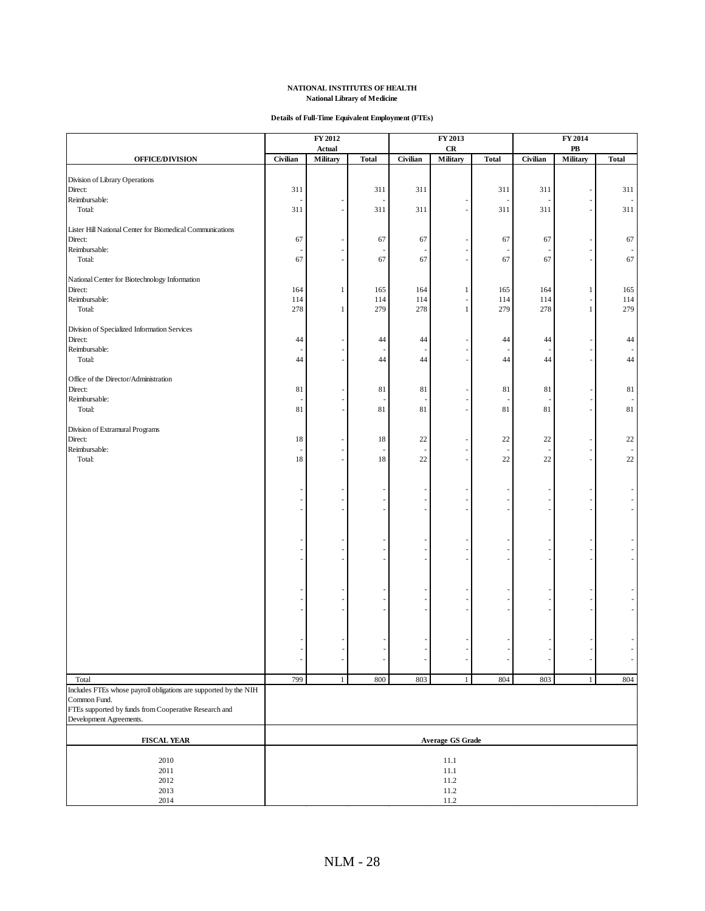**NATIONAL INSTITUTES OF HEALTH**
**National Library of Medicine**

**Details of Full-Time Equivalent Employment (FTEs)**

| OFFICE/DIVISION | FY 2012 Actual | | | FY 2013 CR | | | FY 2014 PB | | |
|---|---|---|---|---|---|---|---|---|---|
| | Civilian | Military | Total | Civilian | Military | Total | Civilian | Military | Total |
| **Division of Library Operations** | | | | | | | | | |
| Direct: | 311 | | 311 | 311 | | 311 | 311 | - | 311 |
| Reimbursable: | - | - | - | - | - | - | - | - | - |
| Total: | 311 | - | 311 | 311 | - | 311 | 311 | - | 311 |
| **Lister Hill National Center for Biomedical Communications** | | | | | | | | | |
| Direct: | 67 | - | 67 | 67 | - | 67 | 67 | - | 67 |
| Reimbursable: | - | - | - | - | - | - | - | - | - |
| Total: | 67 | - | 67 | 67 | - | 67 | 67 | - | 67 |
| **National Center for Biotechnology Information** | | | | | | | | | |
| Direct: | 164 | 1 | 165 | 164 | 1 | 165 | 164 | 1 | 165 |
| Reimbursable: | 114 | | 114 | 114 | - | 114 | 114 | - | 114 |
| Total: | 278 | 1 | 279 | 278 | 1 | 279 | 278 | 1 | 279 |
| **Division of Specialized Information Services** | | | | | | | | | |
| Direct: | 44 | - | 44 | 44 | - | 44 | 44 | - | 44 |
| Reimbursable: | - | - | - | - | - | - | - | - | - |
| Total: | 44 | - | 44 | 44 | - | 44 | 44 | - | 44 |
| **Office of the Director/Administration** | | | | | | | | | |
| Direct: | 81 | - | 81 | 81 | - | 81 | 81 | - | 81 |
| Reimbursable: | - | - | - | - | - | - | - | - | - |
| Total: | 81 | - | 81 | 81 | - | 81 | 81 | - | 81 |
| **Division of Extramural Programs** | | | | | | | | | |
| Direct: | 18 | - | 18 | 22 | - | 22 | 22 | - | 22 |
| Reimbursable: | - | - | - | - | - | - | - | - | - |
| Total: | 18 | - | 18 | 22 | - | 22 | 22 | - | 22 |
| Total | 799 | 1 | 800 | 803 | 1 | 804 | 803 | 1 | 804 |

Includes FTEs whose payroll obligations are supported by the NIH Common Fund.

FTEs supported by funds from Cooperative Research and Development Agreements.

| FISCAL YEAR | Average GS Grade |
|---|---|
| 2010 | 11.1 |
| 2011 | 11.1 |
| 2012 | 11.2 |
| 2013 | 11.2 |
| 2014 | 11.2 |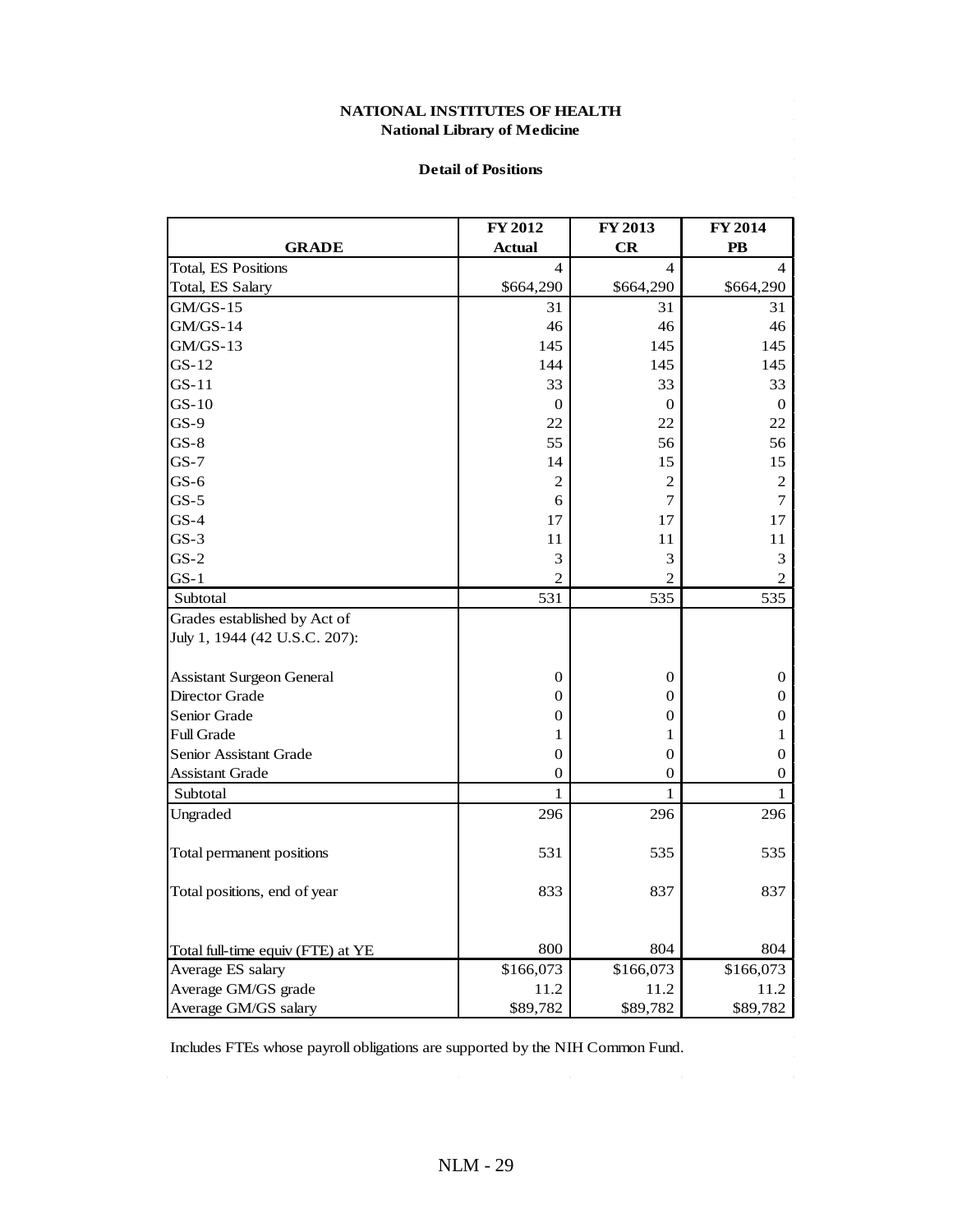**NATIONAL INSTITUTES OF HEALTH**
**National Library of Medicine**

**Detail of Positions**

| GRADE | FY 2012 Actual | FY 2013 CR | FY 2014 PB |
|---|---|---|---|
| Total, ES Positions | 4 | 4 | 4 |
| Total, ES Salary | $664,290 | $664,290 | $664,290 |
| GM/GS-15 | 31 | 31 | 31 |
| GM/GS-14 | 46 | 46 | 46 |
| GM/GS-13 | 145 | 145 | 145 |
| GS-12 | 144 | 145 | 145 |
| GS-11 | 33 | 33 | 33 |
| GS-10 | 0 | 0 | 0 |
| GS-9 | 22 | 22 | 22 |
| GS-8 | 55 | 56 | 56 |
| GS-7 | 14 | 15 | 15 |
| GS-6 | 2 | 2 | 2 |
| GS-5 | 6 | 7 | 7 |
| GS-4 | 17 | 17 | 17 |
| GS-3 | 11 | 11 | 11 |
| GS-2 | 3 | 3 | 3 |
| GS-1 | 2 | 2 | 2 |
| Subtotal | 531 | 535 | 535 |
| Grades established by Act of July 1, 1944 (42 U.S.C. 207): | | | |
| Assistant Surgeon General | 0 | 0 | 0 |
| Director Grade | 0 | 0 | 0 |
| Senior Grade | 0 | 0 | 0 |
| Full Grade | 1 | 1 | 1 |
| Senior Assistant Grade | 0 | 0 | 0 |
| Assistant Grade | 0 | 0 | 0 |
| Subtotal | 1 | 1 | 1 |
| Ungraded | 296 | 296 | 296 |
| Total permanent positions | 531 | 535 | 535 |
| Total positions, end of year | 833 | 837 | 837 |
| Total full-time equiv (FTE) at YE | 800 | 804 | 804 |
| Average ES salary | $166,073 | $166,073 | $166,073 |
| Average GM/GS grade | 11.2 | 11.2 | 11.2 |
| Average GM/GS salary | $89,782 | $89,782 | $89,782 |

Includes FTEs whose payroll obligations are supported by the NIH Common Fund.